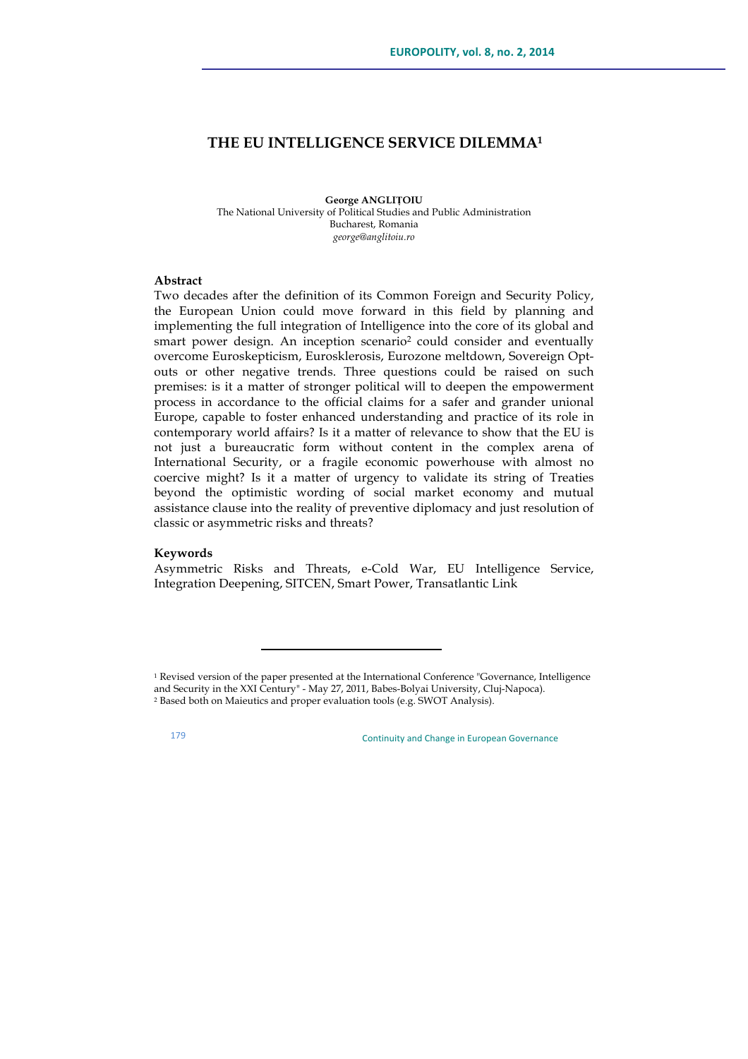# THE EU INTELLIGENCE SERVICE DILEMMA[1]

**George ANGLIȚOIU**
The National University of Political Studies and Public Administration
Bucharest, Romania
*george@anglitoiu.ro*

## Abstract

Two decades after the definition of its Common Foreign and Security Policy, the European Union could move forward in this field by planning and implementing the full integration of Intelligence into the core of its global and smart power design. An inception scenario[2] could consider and eventually overcome Euroskepticism, Eurosklerosis, Eurozone meltdown, Sovereign Opt-outs or other negative trends. Three questions could be raised on such premises: is it a matter of stronger political will to deepen the empowerment process in accordance to the official claims for a safer and grander unional Europe, capable to foster enhanced understanding and practice of its role in contemporary world affairs? Is it a matter of relevance to show that the EU is not just a bureaucratic form without content in the complex arena of International Security, or a fragile economic powerhouse with almost no coercive might? Is it a matter of urgency to validate its string of Treaties beyond the optimistic wording of social market economy and mutual assistance clause into the reality of preventive diplomacy and just resolution of classic or asymmetric risks and threats?

## Keywords

Asymmetric Risks and Threats, e-Cold War, EU Intelligence Service, Integration Deepening, SITCEN, Smart Power, Transatlantic Link

---

[1] Revised version of the paper presented at the International Conference "Governance, Intelligence and Security in the XXI Century" - May 27, 2011, Babes-Bolyai University, Cluj-Napoca).

[2] Based both on Maieutics and proper evaluation tools (e.g. SWOT Analysis).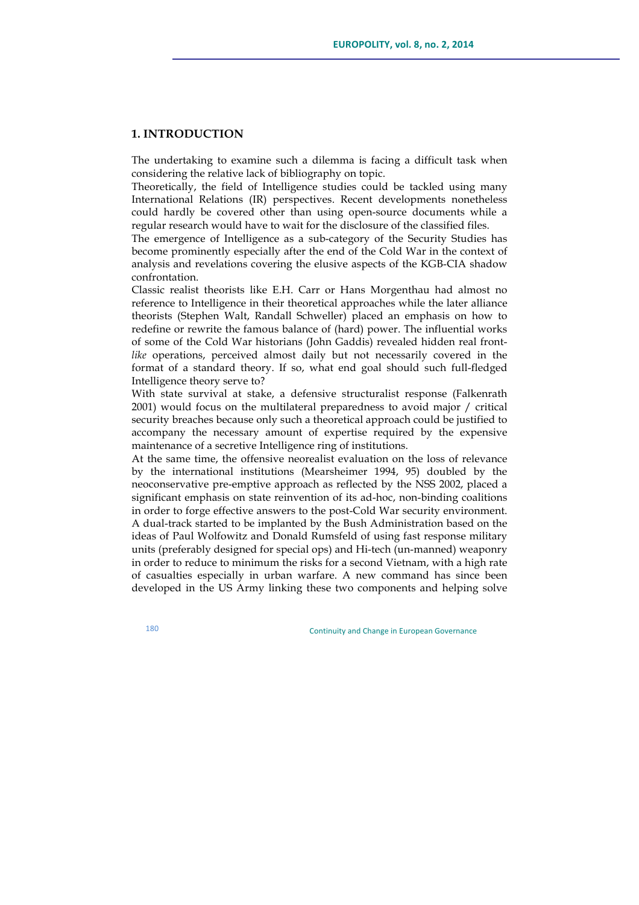## 1. INTRODUCTION

The undertaking to examine such a dilemma is facing a difficult task when considering the relative lack of bibliography on topic.

Theoretically, the field of Intelligence studies could be tackled using many International Relations (IR) perspectives. Recent developments nonetheless could hardly be covered other than using open-source documents while a regular research would have to wait for the disclosure of the classified files.

The emergence of Intelligence as a sub-category of the Security Studies has become prominently especially after the end of the Cold War in the context of analysis and revelations covering the elusive aspects of the KGB-CIA shadow confrontation.

Classic realist theorists like E.H. Carr or Hans Morgenthau had almost no reference to Intelligence in their theoretical approaches while the later alliance theorists (Stephen Walt, Randall Schweller) placed an emphasis on how to redefine or rewrite the famous balance of (hard) power. The influential works of some of the Cold War historians (John Gaddis) revealed hidden real front-*like* operations, perceived almost daily but not necessarily covered in the format of a standard theory. If so, what end goal should such full-fledged Intelligence theory serve to?

With state survival at stake, a defensive structuralist response (Falkenrath 2001) would focus on the multilateral preparedness to avoid major / critical security breaches because only such a theoretical approach could be justified to accompany the necessary amount of expertise required by the expensive maintenance of a secretive Intelligence ring of institutions.

At the same time, the offensive neorealist evaluation on the loss of relevance by the international institutions (Mearsheimer 1994, 95) doubled by the neoconservative pre-emptive approach as reflected by the NSS 2002, placed a significant emphasis on state reinvention of its ad-hoc, non-binding coalitions in order to forge effective answers to the post-Cold War security environment. A dual-track started to be implanted by the Bush Administration based on the ideas of Paul Wolfowitz and Donald Rumsfeld of using fast response military units (preferably designed for special ops) and Hi-tech (un-manned) weaponry in order to reduce to minimum the risks for a second Vietnam, with a high rate of casualties especially in urban warfare. A new command has since been developed in the US Army linking these two components and helping solve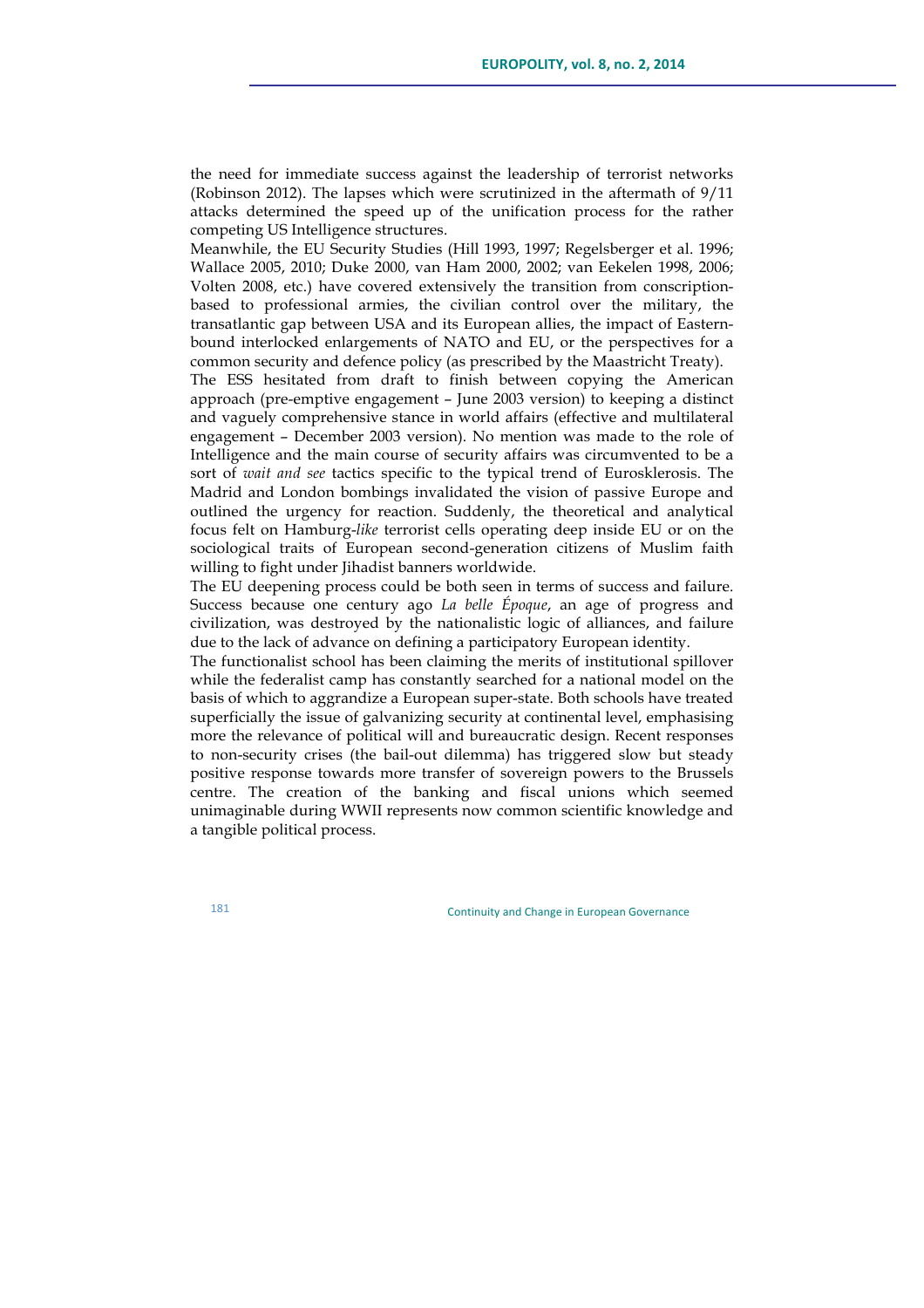the need for immediate success against the leadership of terrorist networks (Robinson 2012). The lapses which were scrutinized in the aftermath of 9/11 attacks determined the speed up of the unification process for the rather competing US Intelligence structures.

Meanwhile, the EU Security Studies (Hill 1993, 1997; Regelsberger et al. 1996; Wallace 2005, 2010; Duke 2000, van Ham 2000, 2002; van Eekelen 1998, 2006; Volten 2008, etc.) have covered extensively the transition from conscription-based to professional armies, the civilian control over the military, the transatlantic gap between USA and its European allies, the impact of Eastern-bound interlocked enlargements of NATO and EU, or the perspectives for a common security and defence policy (as prescribed by the Maastricht Treaty).

The ESS hesitated from draft to finish between copying the American approach (pre-emptive engagement – June 2003 version) to keeping a distinct and vaguely comprehensive stance in world affairs (effective and multilateral engagement – December 2003 version). No mention was made to the role of Intelligence and the main course of security affairs was circumvented to be a sort of *wait and see* tactics specific to the typical trend of Eurosklerosis. The Madrid and London bombings invalidated the vision of passive Europe and outlined the urgency for reaction. Suddenly, the theoretical and analytical focus felt on Hamburg-*like* terrorist cells operating deep inside EU or on the sociological traits of European second-generation citizens of Muslim faith willing to fight under Jihadist banners worldwide.

The EU deepening process could be both seen in terms of success and failure. Success because one century ago *La belle Époque*, an age of progress and civilization, was destroyed by the nationalistic logic of alliances, and failure due to the lack of advance on defining a participatory European identity.

The functionalist school has been claiming the merits of institutional spillover while the federalist camp has constantly searched for a national model on the basis of which to aggrandize a European super-state. Both schools have treated superficially the issue of galvanizing security at continental level, emphasising more the relevance of political will and bureaucratic design. Recent responses to non-security crises (the bail-out dilemma) has triggered slow but steady positive response towards more transfer of sovereign powers to the Brussels centre. The creation of the banking and fiscal unions which seemed unimaginable during WWII represents now common scientific knowledge and a tangible political process.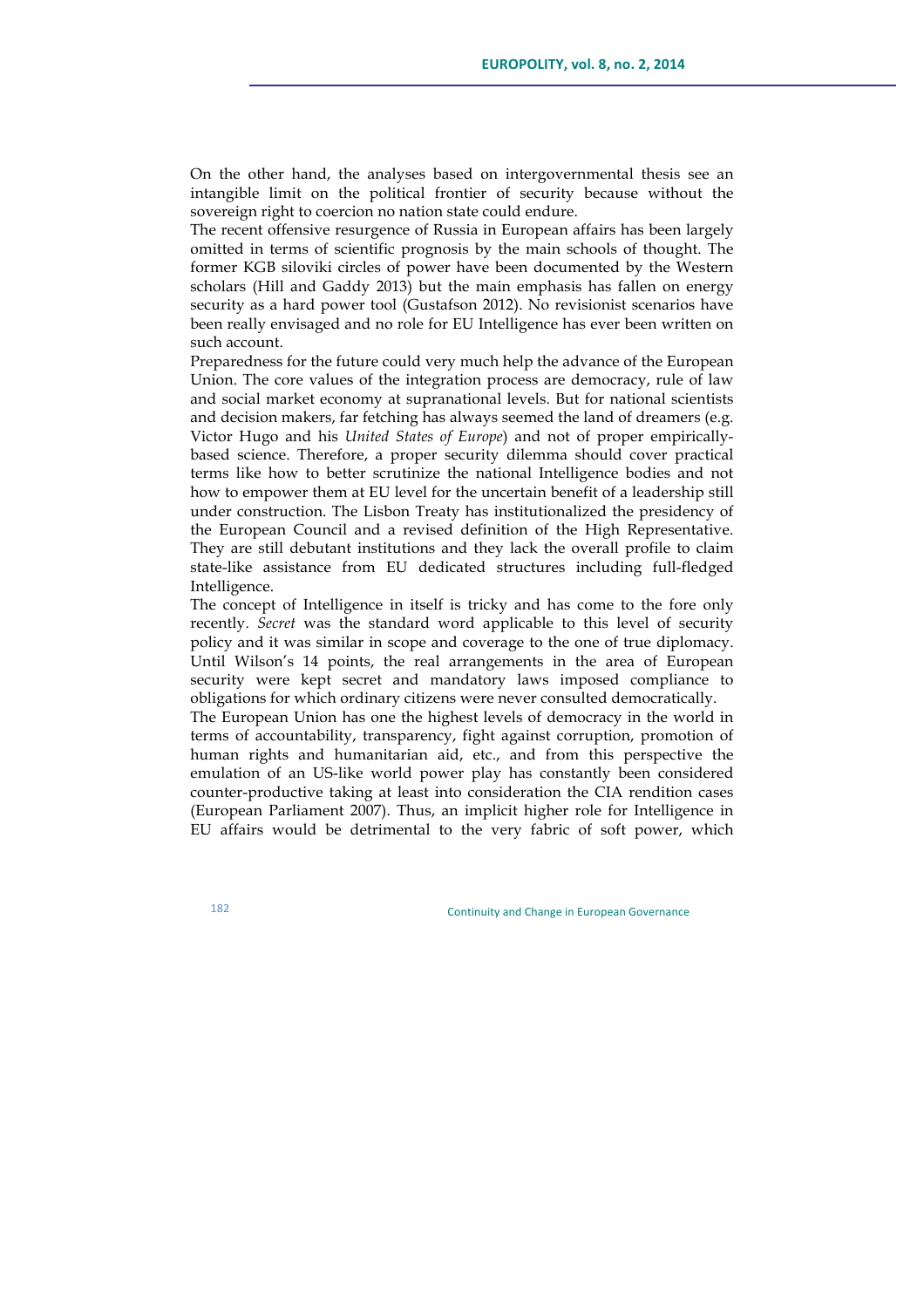On the other hand, the analyses based on intergovernmental thesis see an intangible limit on the political frontier of security because without the sovereign right to coercion no nation state could endure.

The recent offensive resurgence of Russia in European affairs has been largely omitted in terms of scientific prognosis by the main schools of thought. The former KGB siloviki circles of power have been documented by the Western scholars (Hill and Gaddy 2013) but the main emphasis has fallen on energy security as a hard power tool (Gustafson 2012). No revisionist scenarios have been really envisaged and no role for EU Intelligence has ever been written on such account.

Preparedness for the future could very much help the advance of the European Union. The core values of the integration process are democracy, rule of law and social market economy at supranational levels. But for national scientists and decision makers, far fetching has always seemed the land of dreamers (e.g. Victor Hugo and his *United States of Europe*) and not of proper empirically-based science. Therefore, a proper security dilemma should cover practical terms like how to better scrutinize the national Intelligence bodies and not how to empower them at EU level for the uncertain benefit of a leadership still under construction. The Lisbon Treaty has institutionalized the presidency of the European Council and a revised definition of the High Representative. They are still debutant institutions and they lack the overall profile to claim state-like assistance from EU dedicated structures including full-fledged Intelligence.

The concept of Intelligence in itself is tricky and has come to the fore only recently. *Secret* was the standard word applicable to this level of security policy and it was similar in scope and coverage to the one of true diplomacy. Until Wilson's 14 points, the real arrangements in the area of European security were kept secret and mandatory laws imposed compliance to obligations for which ordinary citizens were never consulted democratically.

The European Union has one the highest levels of democracy in the world in terms of accountability, transparency, fight against corruption, promotion of human rights and humanitarian aid, etc., and from this perspective the emulation of an US-like world power play has constantly been considered counter-productive taking at least into consideration the CIA rendition cases (European Parliament 2007). Thus, an implicit higher role for Intelligence in EU affairs would be detrimental to the very fabric of soft power, which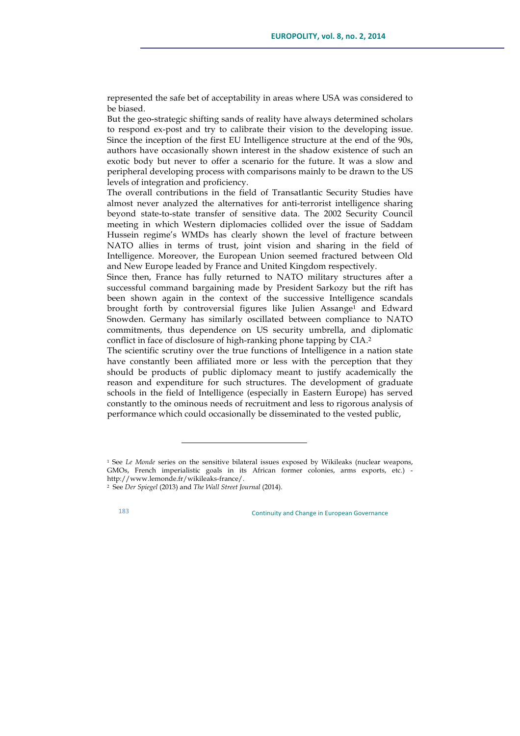represented the safe bet of acceptability in areas where USA was considered to be biased.

But the geo-strategic shifting sands of reality have always determined scholars to respond ex-post and try to calibrate their vision to the developing issue. Since the inception of the first EU Intelligence structure at the end of the 90s, authors have occasionally shown interest in the shadow existence of such an exotic body but never to offer a scenario for the future. It was a slow and peripheral developing process with comparisons mainly to be drawn to the US levels of integration and proficiency.

The overall contributions in the field of Transatlantic Security Studies have almost never analyzed the alternatives for anti-terrorist intelligence sharing beyond state-to-state transfer of sensitive data. The 2002 Security Council meeting in which Western diplomacies collided over the issue of Saddam Hussein regime's WMDs has clearly shown the level of fracture between NATO allies in terms of trust, joint vision and sharing in the field of Intelligence. Moreover, the European Union seemed fractured between Old and New Europe leaded by France and United Kingdom respectively.

Since then, France has fully returned to NATO military structures after a successful command bargaining made by President Sarkozy but the rift has been shown again in the context of the successive Intelligence scandals brought forth by controversial figures like Julien Assange[1] and Edward Snowden. Germany has similarly oscillated between compliance to NATO commitments, thus dependence on US security umbrella, and diplomatic conflict in face of disclosure of high-ranking phone tapping by CIA.[2]

The scientific scrutiny over the true functions of Intelligence in a nation state have constantly been affiliated more or less with the perception that they should be products of public diplomacy meant to justify academically the reason and expenditure for such structures. The development of graduate schools in the field of Intelligence (especially in Eastern Europe) has served constantly to the ominous needs of recruitment and less to rigorous analysis of performance which could occasionally be disseminated to the vested public,

---

[1] See *Le Monde* series on the sensitive bilateral issues exposed by Wikileaks (nuclear weapons, GMOs, French imperialistic goals in its African former colonies, arms exports, etc.) - http://www.lemonde.fr/wikileaks-france/.

[2] See *Der Spiegel* (2013) and *The Wall Street Journal* (2014).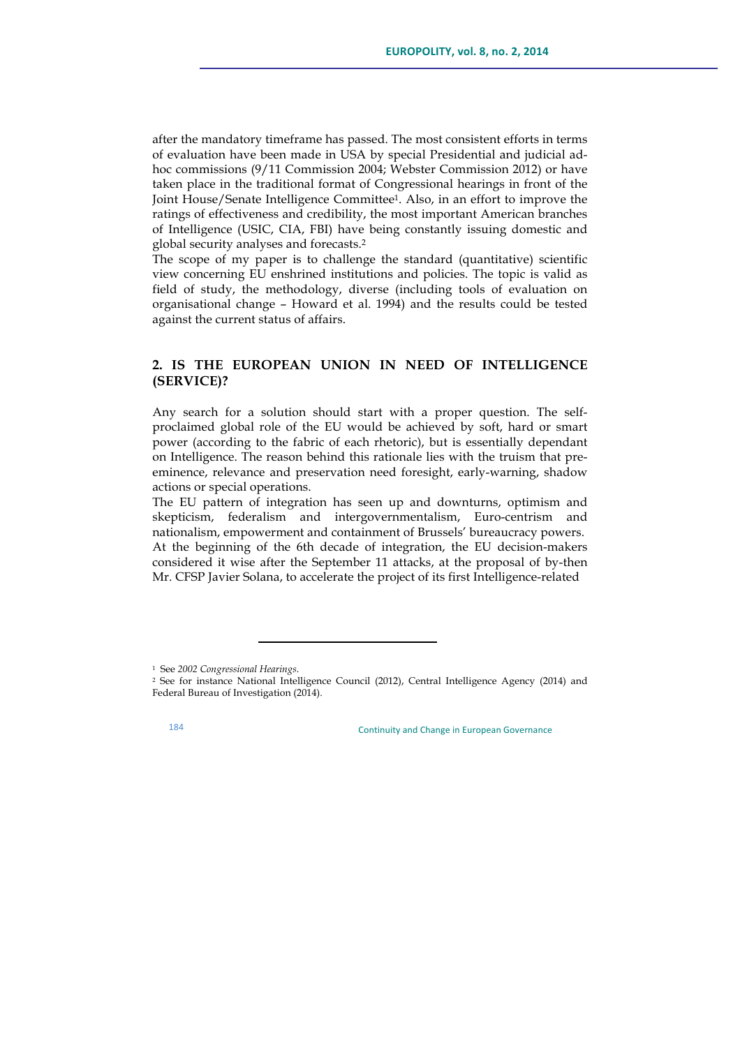after the mandatory timeframe has passed. The most consistent efforts in terms of evaluation have been made in USA by special Presidential and judicial ad-hoc commissions (9/11 Commission 2004; Webster Commission 2012) or have taken place in the traditional format of Congressional hearings in front of the Joint House/Senate Intelligence Committee[1]. Also, in an effort to improve the ratings of effectiveness and credibility, the most important American branches of Intelligence (USIC, CIA, FBI) have being constantly issuing domestic and global security analyses and forecasts.[2]

The scope of my paper is to challenge the standard (quantitative) scientific view concerning EU enshrined institutions and policies. The topic is valid as field of study, the methodology, diverse (including tools of evaluation on organisational change – Howard et al. 1994) and the results could be tested against the current status of affairs.

## 2. IS THE EUROPEAN UNION IN NEED OF INTELLIGENCE (SERVICE)?

Any search for a solution should start with a proper question. The self-proclaimed global role of the EU would be achieved by soft, hard or smart power (according to the fabric of each rhetoric), but is essentially dependant on Intelligence. The reason behind this rationale lies with the truism that pre-eminence, relevance and preservation need foresight, early-warning, shadow actions or special operations.

The EU pattern of integration has seen up and downturns, optimism and skepticism, federalism and intergovernmentalism, Euro-centrism and nationalism, empowerment and containment of Brussels' bureaucracy powers. At the beginning of the 6th decade of integration, the EU decision-makers considered it wise after the September 11 attacks, at the proposal of by-then Mr. CFSP Javier Solana, to accelerate the project of its first Intelligence-related

---

[1] See *2002 Congressional Hearings*.

[2] See for instance National Intelligence Council (2012), Central Intelligence Agency (2014) and Federal Bureau of Investigation (2014).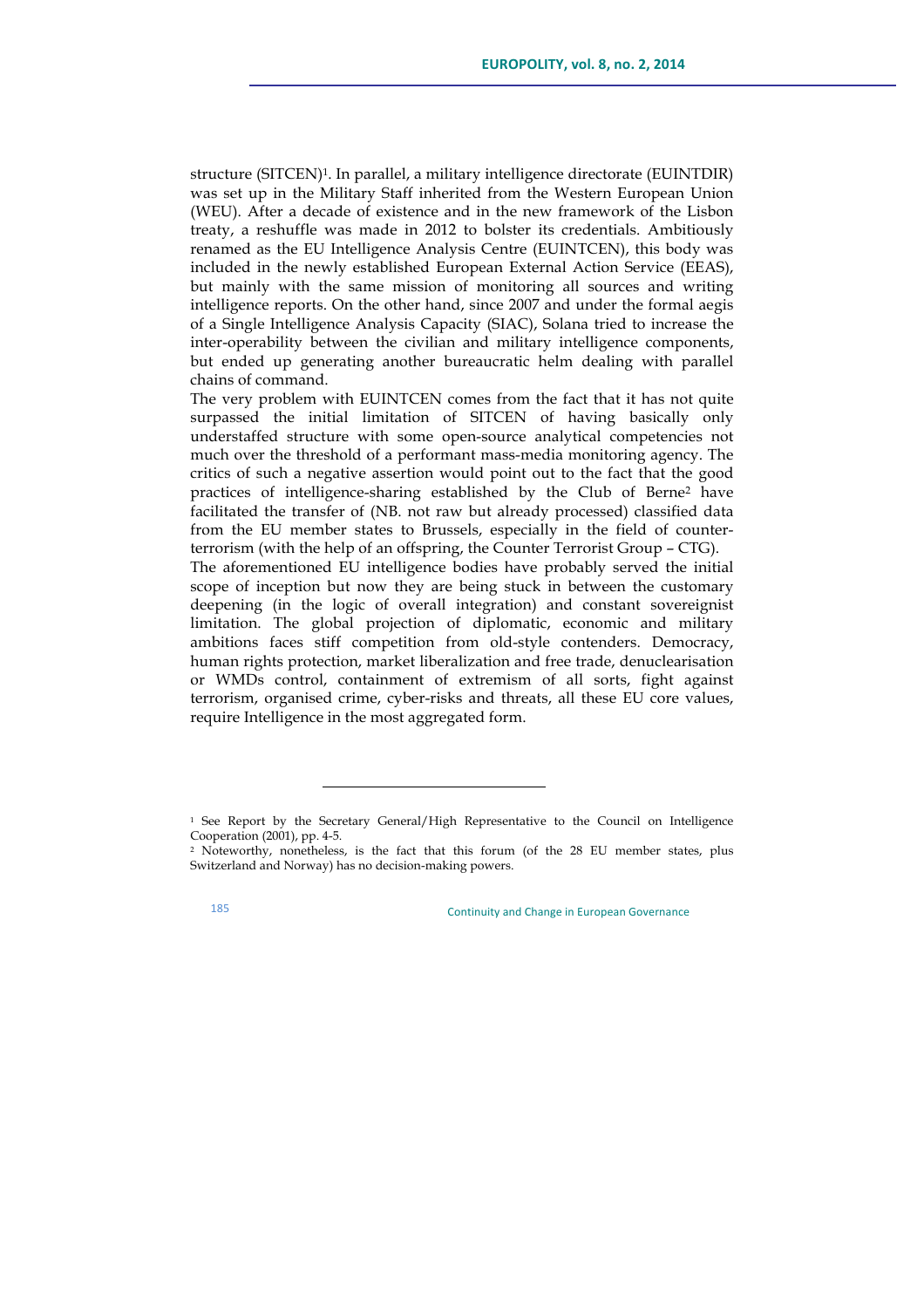structure (SITCEN)[1]. In parallel, a military intelligence directorate (EUINTDIR) was set up in the Military Staff inherited from the Western European Union (WEU). After a decade of existence and in the new framework of the Lisbon treaty, a reshuffle was made in 2012 to bolster its credentials. Ambitiously renamed as the EU Intelligence Analysis Centre (EUINTCEN), this body was included in the newly established European External Action Service (EEAS), but mainly with the same mission of monitoring all sources and writing intelligence reports. On the other hand, since 2007 and under the formal aegis of a Single Intelligence Analysis Capacity (SIAC), Solana tried to increase the inter-operability between the civilian and military intelligence components, but ended up generating another bureaucratic helm dealing with parallel chains of command.

The very problem with EUINTCEN comes from the fact that it has not quite surpassed the initial limitation of SITCEN of having basically only understaffed structure with some open-source analytical competencies not much over the threshold of a performant mass-media monitoring agency. The critics of such a negative assertion would point out to the fact that the good practices of intelligence-sharing established by the Club of Berne[2] have facilitated the transfer of (NB. not raw but already processed) classified data from the EU member states to Brussels, especially in the field of counter-terrorism (with the help of an offspring, the Counter Terrorist Group – CTG).

The aforementioned EU intelligence bodies have probably served the initial scope of inception but now they are being stuck in between the customary deepening (in the logic of overall integration) and constant sovereignist limitation. The global projection of diplomatic, economic and military ambitions faces stiff competition from old-style contenders. Democracy, human rights protection, market liberalization and free trade, denuclearisation or WMDs control, containment of extremism of all sorts, fight against terrorism, organised crime, cyber-risks and threats, all these EU core values, require Intelligence in the most aggregated form.

---

[1] See Report by the Secretary General/High Representative to the Council on Intelligence Cooperation (2001), pp. 4-5.

[2] Noteworthy, nonetheless, is the fact that this forum (of the 28 EU member states, plus Switzerland and Norway) has no decision-making powers.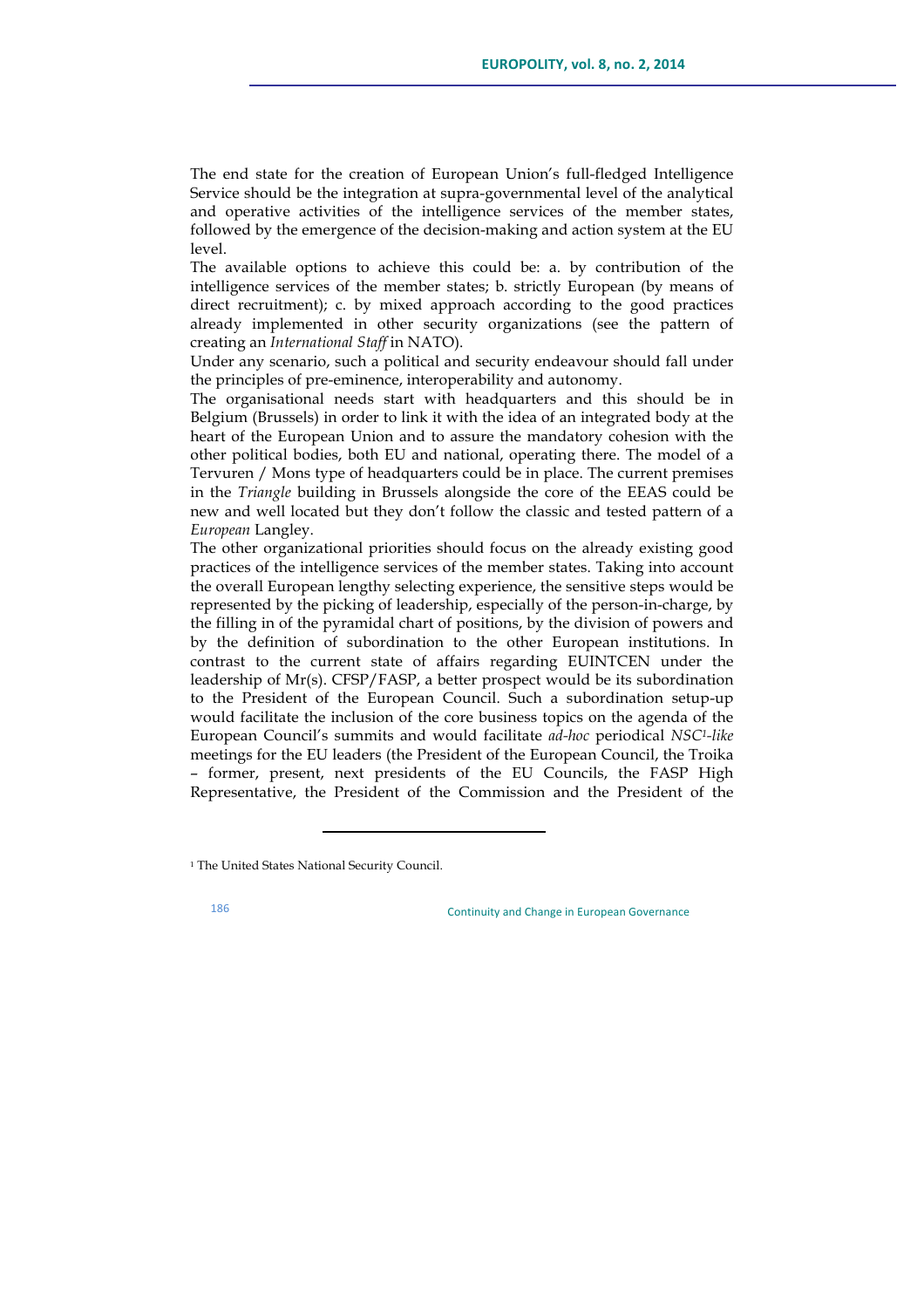The end state for the creation of European Union's full-fledged Intelligence Service should be the integration at supra-governmental level of the analytical and operative activities of the intelligence services of the member states, followed by the emergence of the decision-making and action system at the EU level.

The available options to achieve this could be: a. by contribution of the intelligence services of the member states; b. strictly European (by means of direct recruitment); c. by mixed approach according to the good practices already implemented in other security organizations (see the pattern of creating an *International Staff* in NATO).

Under any scenario, such a political and security endeavour should fall under the principles of pre-eminence, interoperability and autonomy.

The organisational needs start with headquarters and this should be in Belgium (Brussels) in order to link it with the idea of an integrated body at the heart of the European Union and to assure the mandatory cohesion with the other political bodies, both EU and national, operating there. The model of a Tervuren / Mons type of headquarters could be in place. The current premises in the *Triangle* building in Brussels alongside the core of the EEAS could be new and well located but they don't follow the classic and tested pattern of a *European* Langley.

The other organizational priorities should focus on the already existing good practices of the intelligence services of the member states. Taking into account the overall European lengthy selecting experience, the sensitive steps would be represented by the picking of leadership, especially of the person-in-charge, by the filling in of the pyramidal chart of positions, by the division of powers and by the definition of subordination to the other European institutions. In contrast to the current state of affairs regarding EUINTCEN under the leadership of Mr(s). CFSP/FASP, a better prospect would be its subordination to the President of the European Council. Such a subordination setup-up would facilitate the inclusion of the core business topics on the agenda of the European Council's summits and would facilitate *ad-hoc* periodical *NSC[1]-like* meetings for the EU leaders (the President of the European Council, the Troika – former, present, next presidents of the EU Councils, the FASP High Representative, the President of the Commission and the President of the

[1] The United States National Security Council.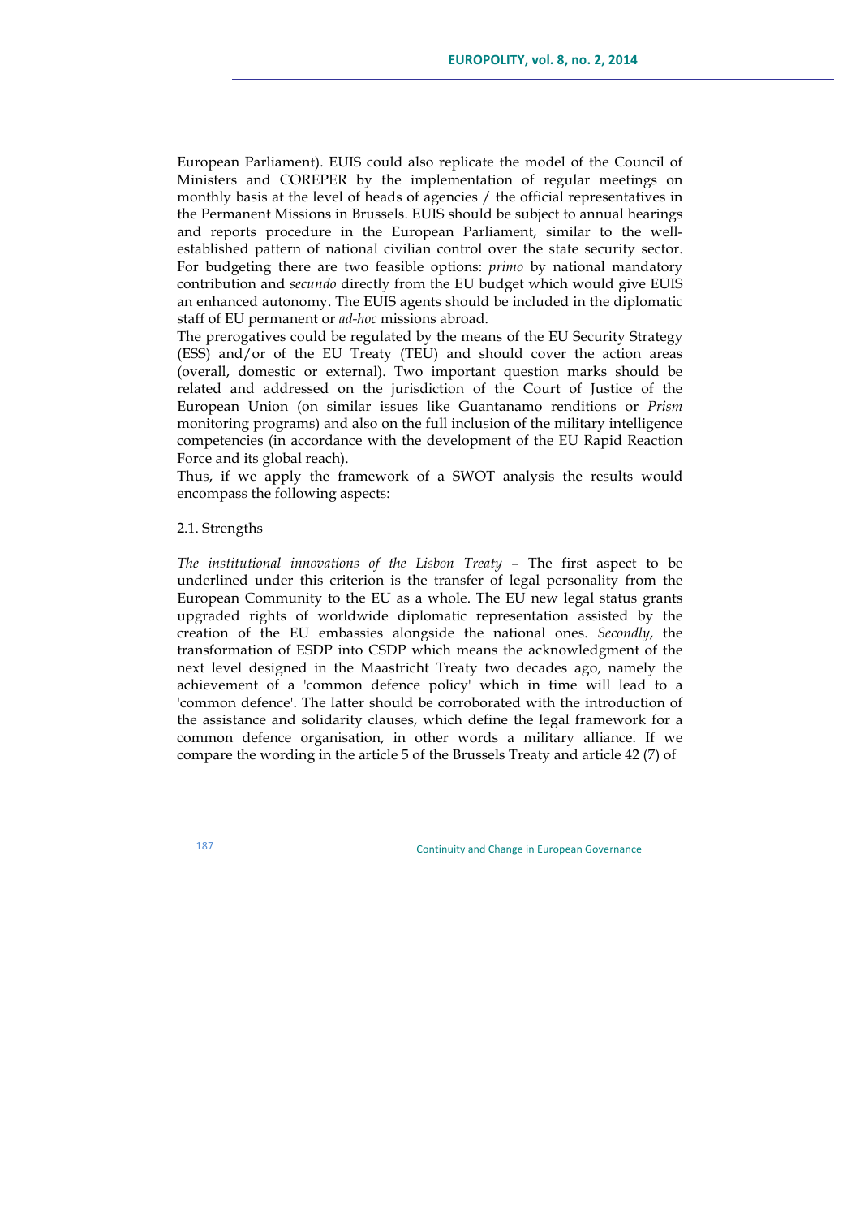European Parliament). EUIS could also replicate the model of the Council of Ministers and COREPER by the implementation of regular meetings on monthly basis at the level of heads of agencies / the official representatives in the Permanent Missions in Brussels. EUIS should be subject to annual hearings and reports procedure in the European Parliament, similar to the well-established pattern of national civilian control over the state security sector. For budgeting there are two feasible options: *primo* by national mandatory contribution and *secundo* directly from the EU budget which would give EUIS an enhanced autonomy. The EUIS agents should be included in the diplomatic staff of EU permanent or *ad-hoc* missions abroad.

The prerogatives could be regulated by the means of the EU Security Strategy (ESS) and/or of the EU Treaty (TEU) and should cover the action areas (overall, domestic or external). Two important question marks should be related and addressed on the jurisdiction of the Court of Justice of the European Union (on similar issues like Guantanamo renditions or *Prism* monitoring programs) and also on the full inclusion of the military intelligence competencies (in accordance with the development of the EU Rapid Reaction Force and its global reach).

Thus, if we apply the framework of a SWOT analysis the results would encompass the following aspects:

### 2.1. Strengths

*The institutional innovations of the Lisbon Treaty* – The first aspect to be underlined under this criterion is the transfer of legal personality from the European Community to the EU as a whole. The EU new legal status grants upgraded rights of worldwide diplomatic representation assisted by the creation of the EU embassies alongside the national ones. *Secondly*, the transformation of ESDP into CSDP which means the acknowledgment of the next level designed in the Maastricht Treaty two decades ago, namely the achievement of a 'common defence policy' which in time will lead to a 'common defence'. The latter should be corroborated with the introduction of the assistance and solidarity clauses, which define the legal framework for a common defence organisation, in other words a military alliance. If we compare the wording in the article 5 of the Brussels Treaty and article 42 (7) of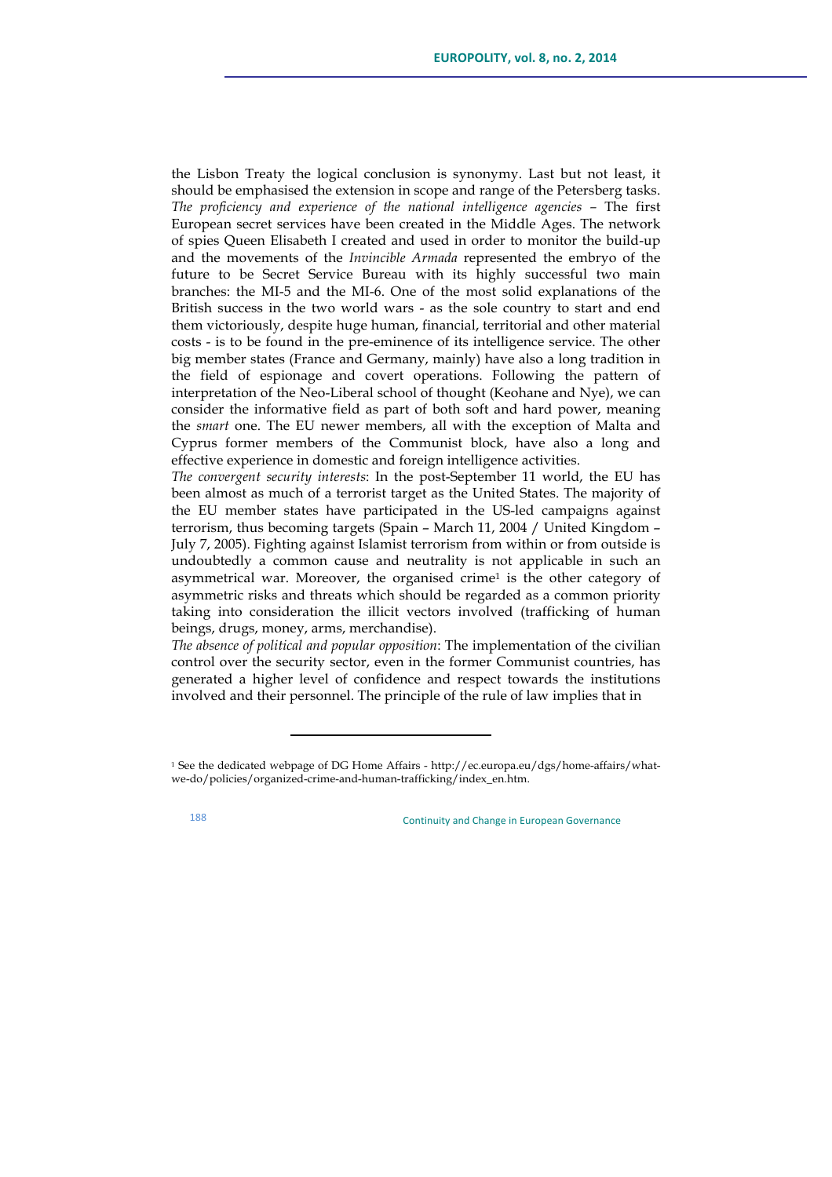the Lisbon Treaty the logical conclusion is synonymy. Last but not least, it should be emphasised the extension in scope and range of the Petersberg tasks.

*The proficiency and experience of the national intelligence agencies* – The first European secret services have been created in the Middle Ages. The network of spies Queen Elisabeth I created and used in order to monitor the build-up and the movements of the *Invincible Armada* represented the embryo of the future to be Secret Service Bureau with its highly successful two main branches: the MI-5 and the MI-6. One of the most solid explanations of the British success in the two world wars - as the sole country to start and end them victoriously, despite huge human, financial, territorial and other material costs - is to be found in the pre-eminence of its intelligence service. The other big member states (France and Germany, mainly) have also a long tradition in the field of espionage and covert operations. Following the pattern of interpretation of the Neo-Liberal school of thought (Keohane and Nye), we can consider the informative field as part of both soft and hard power, meaning the *smart* one. The EU newer members, all with the exception of Malta and Cyprus former members of the Communist block, have also a long and effective experience in domestic and foreign intelligence activities.

*The convergent security interests*: In the post-September 11 world, the EU has been almost as much of a terrorist target as the United States. The majority of the EU member states have participated in the US-led campaigns against terrorism, thus becoming targets (Spain – March 11, 2004 / United Kingdom – July 7, 2005). Fighting against Islamist terrorism from within or from outside is undoubtedly a common cause and neutrality is not applicable in such an asymmetrical war. Moreover, the organised crime[1] is the other category of asymmetric risks and threats which should be regarded as a common priority taking into consideration the illicit vectors involved (trafficking of human beings, drugs, money, arms, merchandise).

*The absence of political and popular opposition*: The implementation of the civilian control over the security sector, even in the former Communist countries, has generated a higher level of confidence and respect towards the institutions involved and their personnel. The principle of the rule of law implies that in

---

[1] See the dedicated webpage of DG Home Affairs - http://ec.europa.eu/dgs/home-affairs/what-we-do/policies/organized-crime-and-human-trafficking/index_en.htm.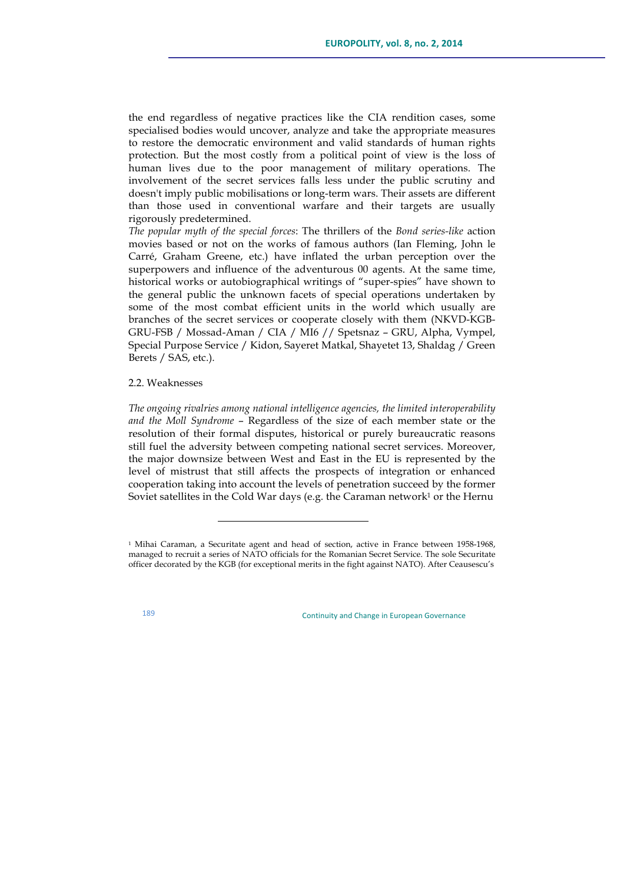the end regardless of negative practices like the CIA rendition cases, some specialised bodies would uncover, analyze and take the appropriate measures to restore the democratic environment and valid standards of human rights protection. But the most costly from a political point of view is the loss of human lives due to the poor management of military operations. The involvement of the secret services falls less under the public scrutiny and doesn't imply public mobilisations or long-term wars. Their assets are different than those used in conventional warfare and their targets are usually rigorously predetermined.

*The popular myth of the special forces*: The thrillers of the *Bond series-like* action movies based or not on the works of famous authors (Ian Fleming, John le Carré, Graham Greene, etc.) have inflated the urban perception over the superpowers and influence of the adventurous 00 agents. At the same time, historical works or autobiographical writings of "super-spies" have shown to the general public the unknown facets of special operations undertaken by some of the most combat efficient units in the world which usually are branches of the secret services or cooperate closely with them (NKVD-KGB-GRU-FSB / Mossad-Aman / CIA / MI6 // Spetsnaz – GRU, Alpha, Vympel, Special Purpose Service / Kidon, Sayeret Matkal, Shayetet 13, Shaldag / Green Berets / SAS, etc.).

### 2.2. Weaknesses

*The ongoing rivalries among national intelligence agencies, the limited interoperability and the Moll Syndrome* – Regardless of the size of each member state or the resolution of their formal disputes, historical or purely bureaucratic reasons still fuel the adversity between competing national secret services. Moreover, the major downsize between West and East in the EU is represented by the level of mistrust that still affects the prospects of integration or enhanced cooperation taking into account the levels of penetration succeed by the former Soviet satellites in the Cold War days (e.g. the Caraman network[1] or the Hernu

---

[1] Mihai Caraman, a Securitate agent and head of section, active in France between 1958-1968, managed to recruit a series of NATO officials for the Romanian Secret Service. The sole Securitate officer decorated by the KGB (for exceptional merits in the fight against NATO). After Ceausescu's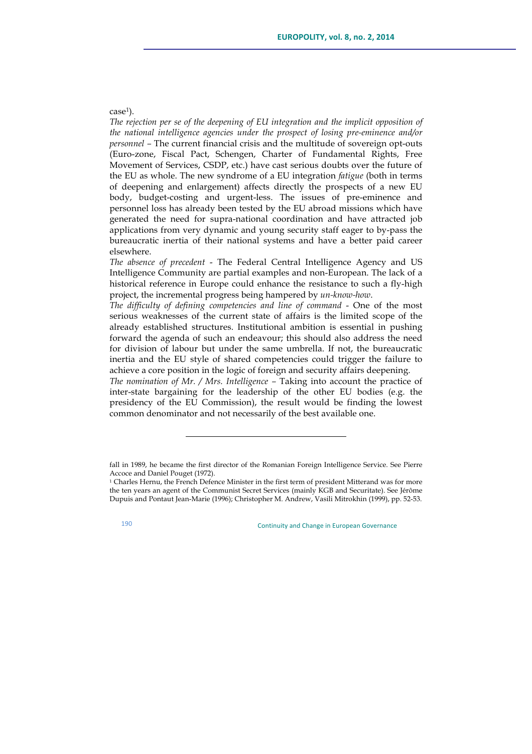case[1]).

*The rejection per se of the deepening of EU integration and the implicit opposition of the national intelligence agencies under the prospect of losing pre-eminence and/or personnel* – The current financial crisis and the multitude of sovereign opt-outs (Euro-zone, Fiscal Pact, Schengen, Charter of Fundamental Rights, Free Movement of Services, CSDP, etc.) have cast serious doubts over the future of the EU as whole. The new syndrome of a EU integration *fatigue* (both in terms of deepening and enlargement) affects directly the prospects of a new EU body, budget-costing and urgent-less. The issues of pre-eminence and personnel loss has already been tested by the EU abroad missions which have generated the need for supra-national coordination and have attracted job applications from very dynamic and young security staff eager to by-pass the bureaucratic inertia of their national systems and have a better paid career elsewhere.

*The absence of precedent* - The Federal Central Intelligence Agency and US Intelligence Community are partial examples and non-European. The lack of a historical reference in Europe could enhance the resistance to such a fly-high project, the incremental progress being hampered by *un-know-how*.

*The difficulty of defining competencies and line of command* - One of the most serious weaknesses of the current state of affairs is the limited scope of the already established structures. Institutional ambition is essential in pushing forward the agenda of such an endeavour; this should also address the need for division of labour but under the same umbrella. If not, the bureaucratic inertia and the EU style of shared competencies could trigger the failure to achieve a core position in the logic of foreign and security affairs deepening.

*The nomination of Mr. / Mrs. Intelligence* – Taking into account the practice of inter-state bargaining for the leadership of the other EU bodies (e.g. the presidency of the EU Commission), the result would be finding the lowest common denominator and not necessarily of the best available one.

---

fall in 1989, he became the first director of the Romanian Foreign Intelligence Service. See Pierre Accoce and Daniel Pouget (1972).

[1] Charles Hernu, the French Defence Minister in the first term of president Mitterand was for more the ten years an agent of the Communist Secret Services (mainly KGB and Securitate). See Jérôme Dupuis and Pontaut Jean-Marie (1996); Christopher M. Andrew, Vasili Mitrokhin (1999), pp. 52-53.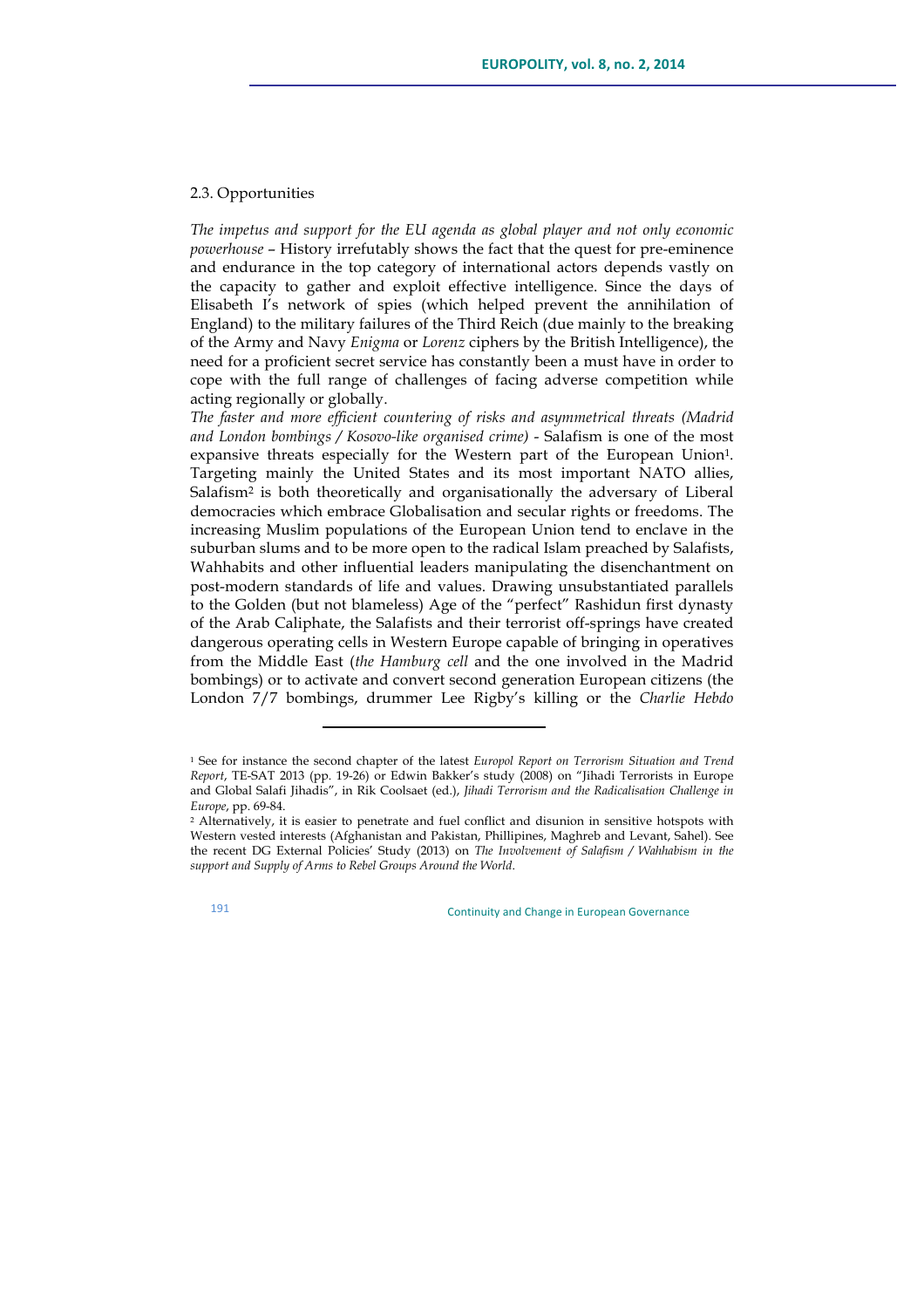2.3. Opportunities

*The impetus and support for the EU agenda as global player and not only economic powerhouse* – History irrefutably shows the fact that the quest for pre-eminence and endurance in the top category of international actors depends vastly on the capacity to gather and exploit effective intelligence. Since the days of Elisabeth I's network of spies (which helped prevent the annihilation of England) to the military failures of the Third Reich (due mainly to the breaking of the Army and Navy *Enigma* or *Lorenz* ciphers by the British Intelligence), the need for a proficient secret service has constantly been a must have in order to cope with the full range of challenges of facing adverse competition while acting regionally or globally.

*The faster and more efficient countering of risks and asymmetrical threats (Madrid and London bombings / Kosovo-like organised crime)* - Salafism is one of the most expansive threats especially for the Western part of the European Union[1]. Targeting mainly the United States and its most important NATO allies, Salafism[2] is both theoretically and organisationally the adversary of Liberal democracies which embrace Globalisation and secular rights or freedoms. The increasing Muslim populations of the European Union tend to enclave in the suburban slums and to be more open to the radical Islam preached by Salafists, Wahhabits and other influential leaders manipulating the disenchantment on post-modern standards of life and values. Drawing unsubstantiated parallels to the Golden (but not blameless) Age of the "perfect" Rashidun first dynasty of the Arab Caliphate, the Salafists and their terrorist off-springs have created dangerous operating cells in Western Europe capable of bringing in operatives from the Middle East (*the Hamburg cell* and the one involved in the Madrid bombings) or to activate and convert second generation European citizens (the London 7/7 bombings, drummer Lee Rigby's killing or the *Charlie Hebdo*

---

[1] See for instance the second chapter of the latest *Europol Report on Terrorism Situation and Trend Report*, TE-SAT 2013 (pp. 19-26) or Edwin Bakker's study (2008) on "Jihadi Terrorists in Europe and Global Salafi Jihadis", in Rik Coolsaet (ed.), *Jihadi Terrorism and the Radicalisation Challenge in Europe*, pp. 69-84.

[2] Alternatively, it is easier to penetrate and fuel conflict and disunion in sensitive hotspots with Western vested interests (Afghanistan and Pakistan, Phillipines, Maghreb and Levant, Sahel). See the recent DG External Policies' Study (2013) on *The Involvement of Salafism / Wahhabism in the support and Supply of Arms to Rebel Groups Around the World*.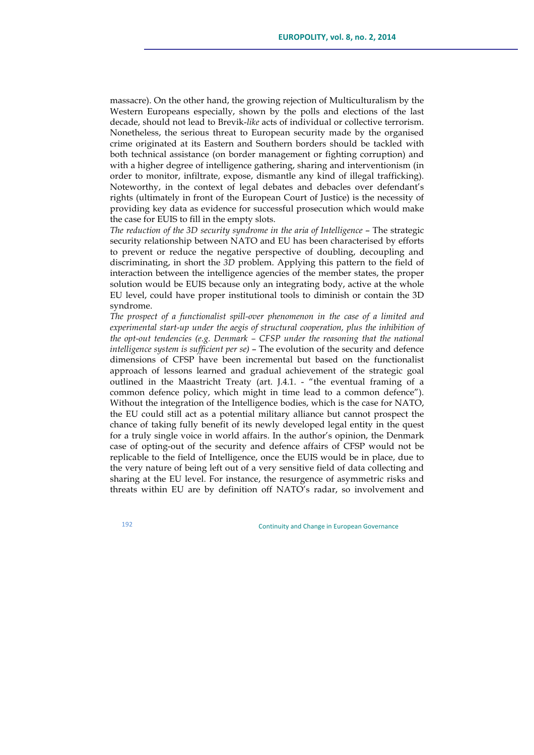massacre). On the other hand, the growing rejection of Multiculturalism by the Western Europeans especially, shown by the polls and elections of the last decade, should not lead to Brevik-*like* acts of individual or collective terrorism. Nonetheless, the serious threat to European security made by the organised crime originated at its Eastern and Southern borders should be tackled with both technical assistance (on border management or fighting corruption) and with a higher degree of intelligence gathering, sharing and interventionism (in order to monitor, infiltrate, expose, dismantle any kind of illegal trafficking). Noteworthy, in the context of legal debates and debacles over defendant's rights (ultimately in front of the European Court of Justice) is the necessity of providing key data as evidence for successful prosecution which would make the case for EUIS to fill in the empty slots.

*The reduction of the 3D security syndrome in the aria of Intelligence* – The strategic security relationship between NATO and EU has been characterised by efforts to prevent or reduce the negative perspective of doubling, decoupling and discriminating, in short the *3D* problem. Applying this pattern to the field of interaction between the intelligence agencies of the member states, the proper solution would be EUIS because only an integrating body, active at the whole EU level, could have proper institutional tools to diminish or contain the 3D syndrome.

*The prospect of a functionalist spill-over phenomenon in the case of a limited and experimental start-up under the aegis of structural cooperation, plus the inhibition of the opt-out tendencies (e.g. Denmark – CFSP under the reasoning that the national intelligence system is sufficient per se)* – The evolution of the security and defence dimensions of CFSP have been incremental but based on the functionalist approach of lessons learned and gradual achievement of the strategic goal outlined in the Maastricht Treaty (art. J.4.1. - "the eventual framing of a common defence policy, which might in time lead to a common defence"). Without the integration of the Intelligence bodies, which is the case for NATO, the EU could still act as a potential military alliance but cannot prospect the chance of taking fully benefit of its newly developed legal entity in the quest for a truly single voice in world affairs. In the author's opinion, the Denmark case of opting-out of the security and defence affairs of CFSP would not be replicable to the field of Intelligence, once the EUIS would be in place, due to the very nature of being left out of a very sensitive field of data collecting and sharing at the EU level. For instance, the resurgence of asymmetric risks and threats within EU are by definition off NATO's radar, so involvement and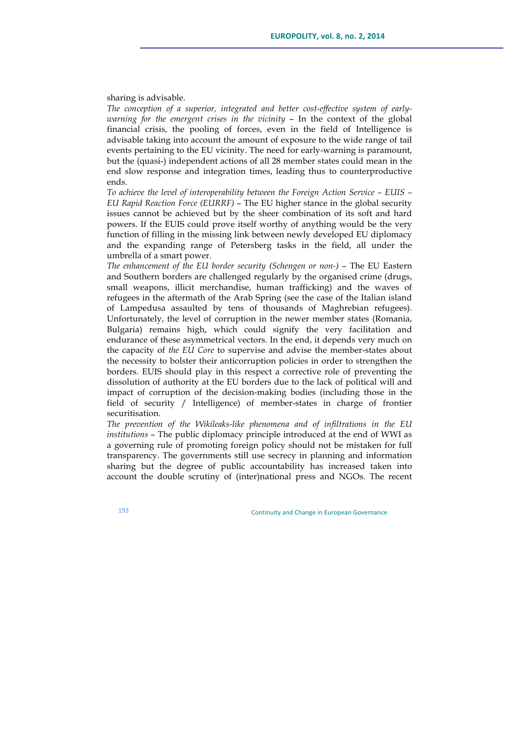sharing is advisable.

*The conception of a superior, integrated and better cost-effective system of early-warning for the emergent crises in the vicinity* – In the context of the global financial crisis, the pooling of forces, even in the field of Intelligence is advisable taking into account the amount of exposure to the wide range of tail events pertaining to the EU vicinity. The need for early-warning is paramount, but the (quasi-) independent actions of all 28 member states could mean in the end slow response and integration times, leading thus to counterproductive ends.

*To achieve the level of interoperability between the Foreign Action Service – EUIS – EU Rapid Reaction Force (EURRF)* – The EU higher stance in the global security issues cannot be achieved but by the sheer combination of its soft and hard powers. If the EUIS could prove itself worthy of anything would be the very function of filling in the missing link between newly developed EU diplomacy and the expanding range of Petersberg tasks in the field, all under the umbrella of a smart power.

*The enhancement of the EU border security (Schengen or non-)* – The EU Eastern and Southern borders are challenged regularly by the organised crime (drugs, small weapons, illicit merchandise, human trafficking) and the waves of refugees in the aftermath of the Arab Spring (see the case of the Italian island of Lampedusa assaulted by tens of thousands of Maghrebian refugees). Unfortunately, the level of corruption in the newer member states (Romania, Bulgaria) remains high, which could signify the very facilitation and endurance of these asymmetrical vectors. In the end, it depends very much on the capacity of *the EU Core* to supervise and advise the member-states about the necessity to bolster their anticorruption policies in order to strengthen the borders. EUIS should play in this respect a corrective role of preventing the dissolution of authority at the EU borders due to the lack of political will and impact of corruption of the decision-making bodies (including those in the field of security / Intelligence) of member-states in charge of frontier securitisation.

*The prevention of the Wikileaks-like phenomena and of infiltrations in the EU institutions* – The public diplomacy principle introduced at the end of WWI as a governing rule of promoting foreign policy should not be mistaken for full transparency. The governments still use secrecy in planning and information sharing but the degree of public accountability has increased taken into account the double scrutiny of (inter)national press and NGOs. The recent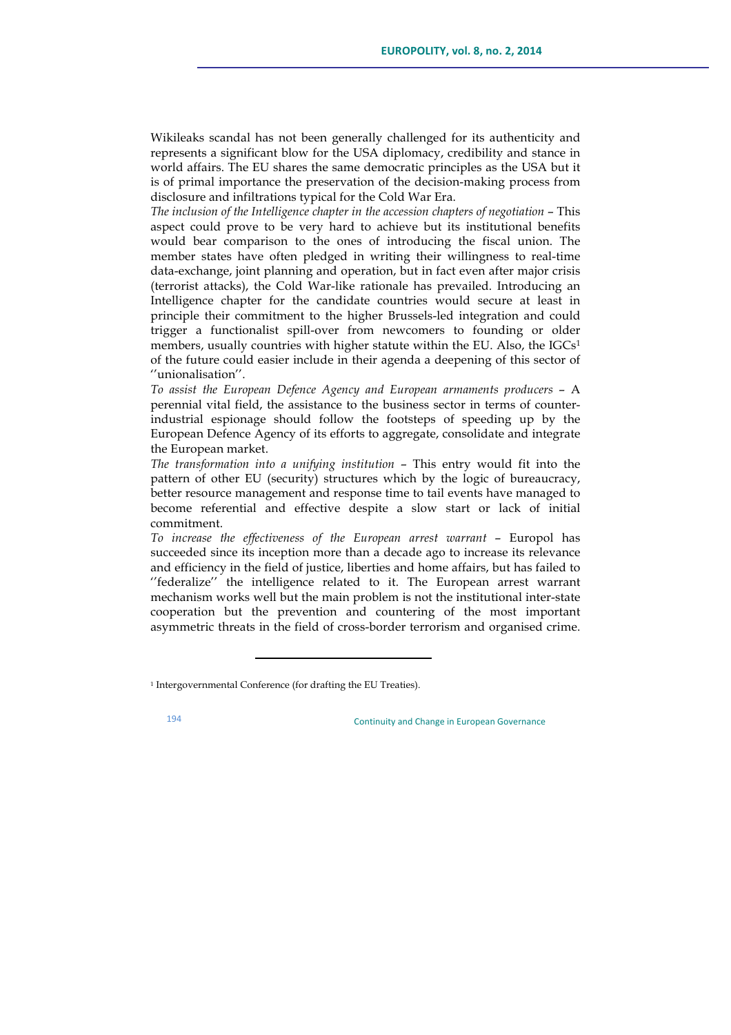Wikileaks scandal has not been generally challenged for its authenticity and represents a significant blow for the USA diplomacy, credibility and stance in world affairs. The EU shares the same democratic principles as the USA but it is of primal importance the preservation of the decision-making process from disclosure and infiltrations typical for the Cold War Era.

*The inclusion of the Intelligence chapter in the accession chapters of negotiation* – This aspect could prove to be very hard to achieve but its institutional benefits would bear comparison to the ones of introducing the fiscal union. The member states have often pledged in writing their willingness to real-time data-exchange, joint planning and operation, but in fact even after major crisis (terrorist attacks), the Cold War-like rationale has prevailed. Introducing an Intelligence chapter for the candidate countries would secure at least in principle their commitment to the higher Brussels-led integration and could trigger a functionalist spill-over from newcomers to founding or older members, usually countries with higher statute within the EU. Also, the IGCs[1] of the future could easier include in their agenda a deepening of this sector of ''unionalisation''.

*To assist the European Defence Agency and European armaments producers* – A perennial vital field, the assistance to the business sector in terms of counter-industrial espionage should follow the footsteps of speeding up by the European Defence Agency of its efforts to aggregate, consolidate and integrate the European market.

*The transformation into a unifying institution* – This entry would fit into the pattern of other EU (security) structures which by the logic of bureaucracy, better resource management and response time to tail events have managed to become referential and effective despite a slow start or lack of initial commitment.

*To increase the effectiveness of the European arrest warrant* – Europol has succeeded since its inception more than a decade ago to increase its relevance and efficiency in the field of justice, liberties and home affairs, but has failed to ''federalize'' the intelligence related to it. The European arrest warrant mechanism works well but the main problem is not the institutional inter-state cooperation but the prevention and countering of the most important asymmetric threats in the field of cross-border terrorism and organised crime.

---

[1] Intergovernmental Conference (for drafting the EU Treaties).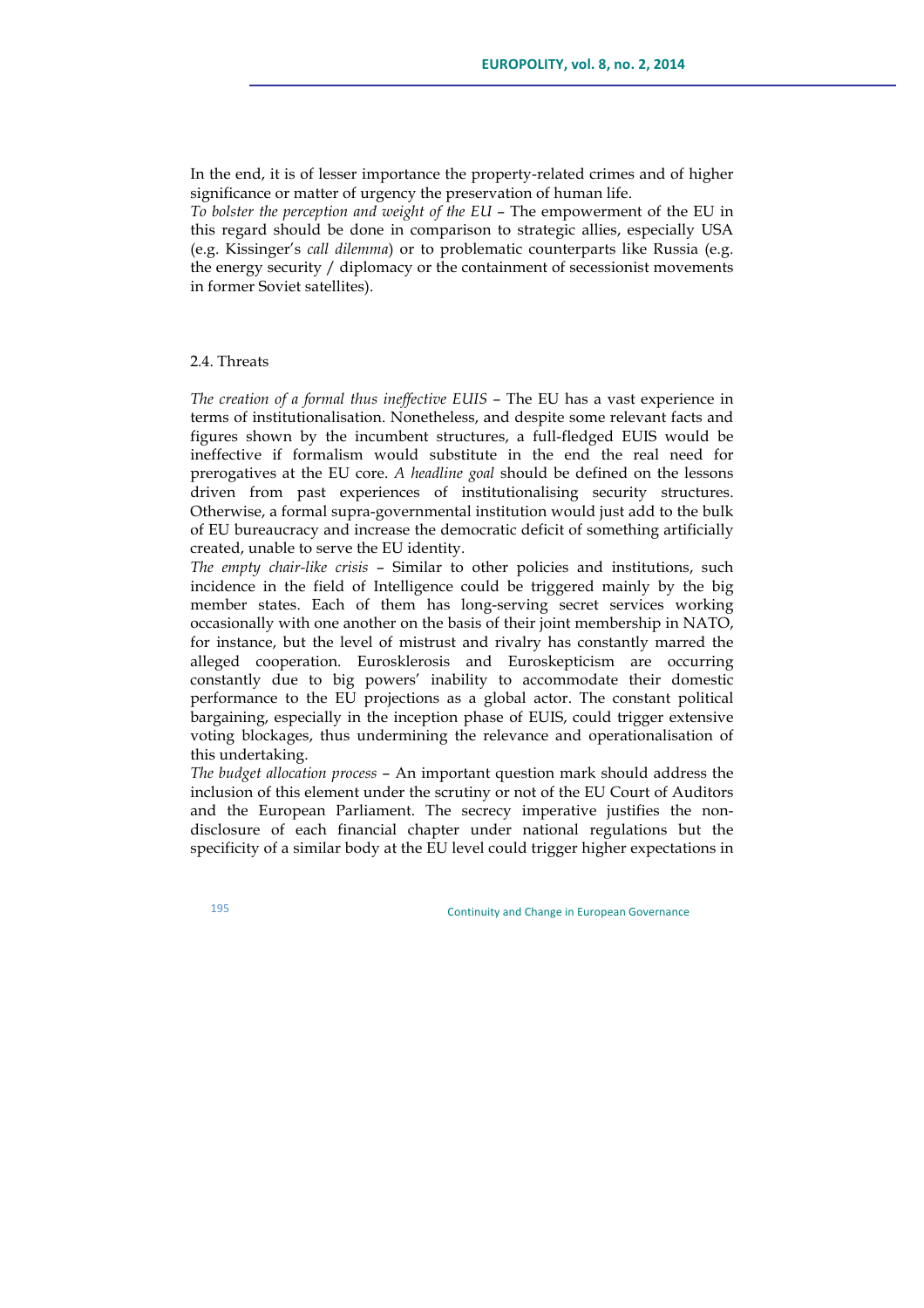In the end, it is of lesser importance the property-related crimes and of higher significance or matter of urgency the preservation of human life.

*To bolster the perception and weight of the EU* – The empowerment of the EU in this regard should be done in comparison to strategic allies, especially USA (e.g. Kissinger's *call dilemma*) or to problematic counterparts like Russia (e.g. the energy security / diplomacy or the containment of secessionist movements in former Soviet satellites).

## 2.4. Threats

*The creation of a formal thus ineffective EUIS* – The EU has a vast experience in terms of institutionalisation. Nonetheless, and despite some relevant facts and figures shown by the incumbent structures, a full-fledged EUIS would be ineffective if formalism would substitute in the end the real need for prerogatives at the EU core. *A headline goal* should be defined on the lessons driven from past experiences of institutionalising security structures. Otherwise, a formal supra-governmental institution would just add to the bulk of EU bureaucracy and increase the democratic deficit of something artificially created, unable to serve the EU identity.

*The empty chair-like crisis* – Similar to other policies and institutions, such incidence in the field of Intelligence could be triggered mainly by the big member states. Each of them has long-serving secret services working occasionally with one another on the basis of their joint membership in NATO, for instance, but the level of mistrust and rivalry has constantly marred the alleged cooperation. Eurosklerosis and Euroskepticism are occurring constantly due to big powers' inability to accommodate their domestic performance to the EU projections as a global actor. The constant political bargaining, especially in the inception phase of EUIS, could trigger extensive voting blockages, thus undermining the relevance and operationalisation of this undertaking.

*The budget allocation process* – An important question mark should address the inclusion of this element under the scrutiny or not of the EU Court of Auditors and the European Parliament. The secrecy imperative justifies the non-disclosure of each financial chapter under national regulations but the specificity of a similar body at the EU level could trigger higher expectations in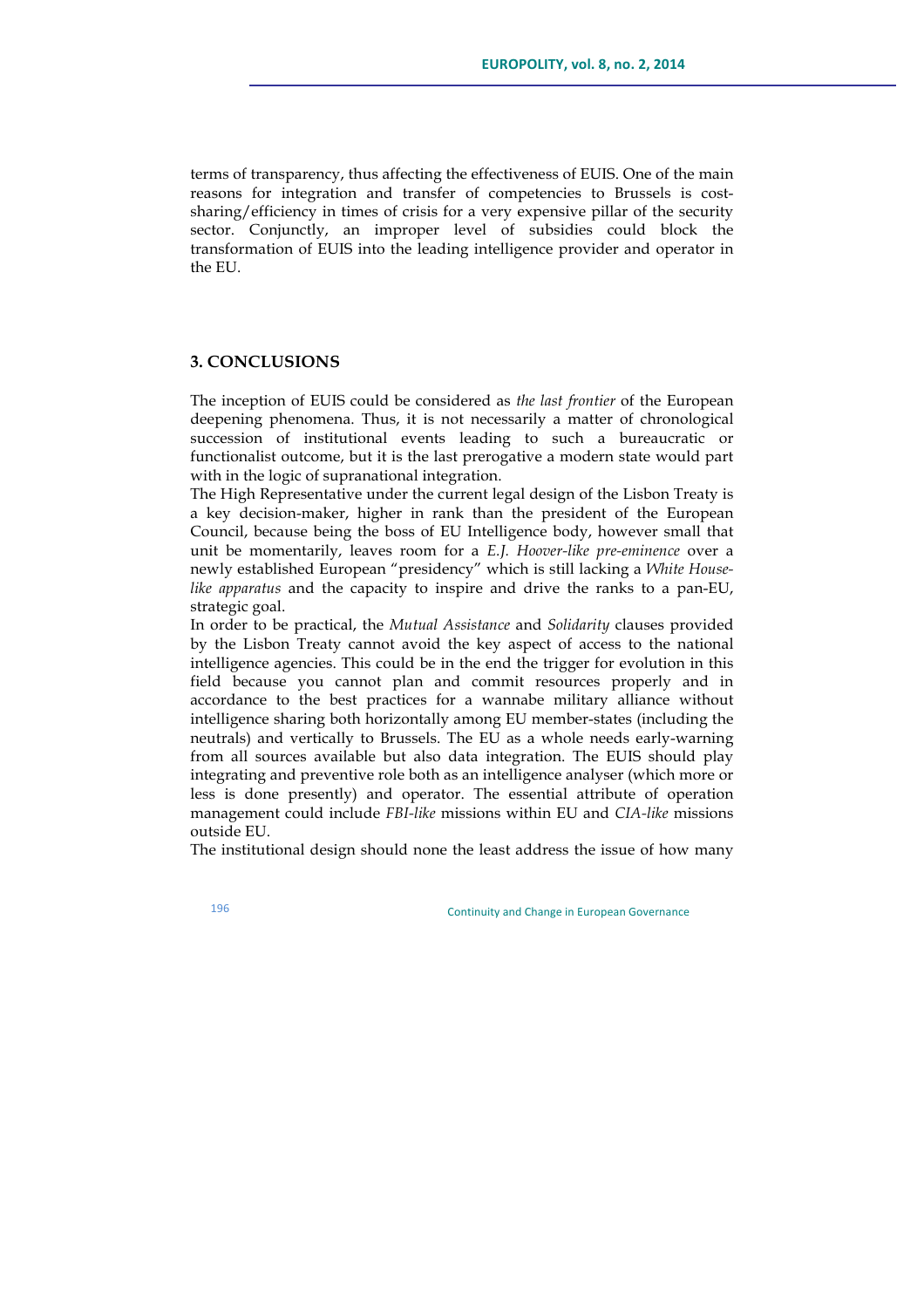terms of transparency, thus affecting the effectiveness of EUIS. One of the main reasons for integration and transfer of competencies to Brussels is cost-sharing/efficiency in times of crisis for a very expensive pillar of the security sector. Conjunctly, an improper level of subsidies could block the transformation of EUIS into the leading intelligence provider and operator in the EU.

## 3. CONCLUSIONS

The inception of EUIS could be considered as *the last frontier* of the European deepening phenomena. Thus, it is not necessarily a matter of chronological succession of institutional events leading to such a bureaucratic or functionalist outcome, but it is the last prerogative a modern state would part with in the logic of supranational integration.

The High Representative under the current legal design of the Lisbon Treaty is a key decision-maker, higher in rank than the president of the European Council, because being the boss of EU Intelligence body, however small that unit be momentarily, leaves room for a *E.J. Hoover-like pre-eminence* over a newly established European "presidency" which is still lacking a *White House-like apparatus* and the capacity to inspire and drive the ranks to a pan-EU, strategic goal.

In order to be practical, the *Mutual Assistance* and *Solidarity* clauses provided by the Lisbon Treaty cannot avoid the key aspect of access to the national intelligence agencies. This could be in the end the trigger for evolution in this field because you cannot plan and commit resources properly and in accordance to the best practices for a wannabe military alliance without intelligence sharing both horizontally among EU member-states (including the neutrals) and vertically to Brussels. The EU as a whole needs early-warning from all sources available but also data integration. The EUIS should play integrating and preventive role both as an intelligence analyser (which more or less is done presently) and operator. The essential attribute of operation management could include *FBI-like* missions within EU and *CIA-like* missions outside EU.

The institutional design should none the least address the issue of how many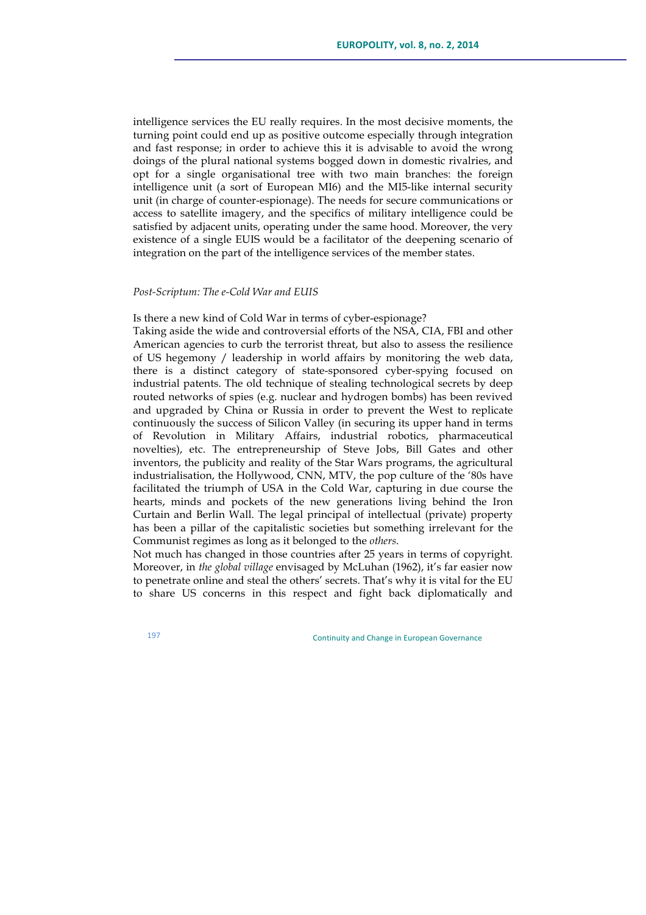intelligence services the EU really requires. In the most decisive moments, the turning point could end up as positive outcome especially through integration and fast response; in order to achieve this it is advisable to avoid the wrong doings of the plural national systems bogged down in domestic rivalries, and opt for a single organisational tree with two main branches: the foreign intelligence unit (a sort of European MI6) and the MI5-like internal security unit (in charge of counter-espionage). The needs for secure communications or access to satellite imagery, and the specifics of military intelligence could be satisfied by adjacent units, operating under the same hood. Moreover, the very existence of a single EUIS would be a facilitator of the deepening scenario of integration on the part of the intelligence services of the member states.

*Post-Scriptum: The e-Cold War and EUIS*

Is there a new kind of Cold War in terms of cyber-espionage?

Taking aside the wide and controversial efforts of the NSA, CIA, FBI and other American agencies to curb the terrorist threat, but also to assess the resilience of US hegemony / leadership in world affairs by monitoring the web data, there is a distinct category of state-sponsored cyber-spying focused on industrial patents. The old technique of stealing technological secrets by deep routed networks of spies (e.g. nuclear and hydrogen bombs) has been revived and upgraded by China or Russia in order to prevent the West to replicate continuously the success of Silicon Valley (in securing its upper hand in terms of Revolution in Military Affairs, industrial robotics, pharmaceutical novelties), etc. The entrepreneurship of Steve Jobs, Bill Gates and other inventors, the publicity and reality of the Star Wars programs, the agricultural industrialisation, the Hollywood, CNN, MTV, the pop culture of the '80s have facilitated the triumph of USA in the Cold War, capturing in due course the hearts, minds and pockets of the new generations living behind the Iron Curtain and Berlin Wall. The legal principal of intellectual (private) property has been a pillar of the capitalistic societies but something irrelevant for the Communist regimes as long as it belonged to the *others*.

Not much has changed in those countries after 25 years in terms of copyright. Moreover, in *the global village* envisaged by McLuhan (1962), it's far easier now to penetrate online and steal the others' secrets. That's why it is vital for the EU to share US concerns in this respect and fight back diplomatically and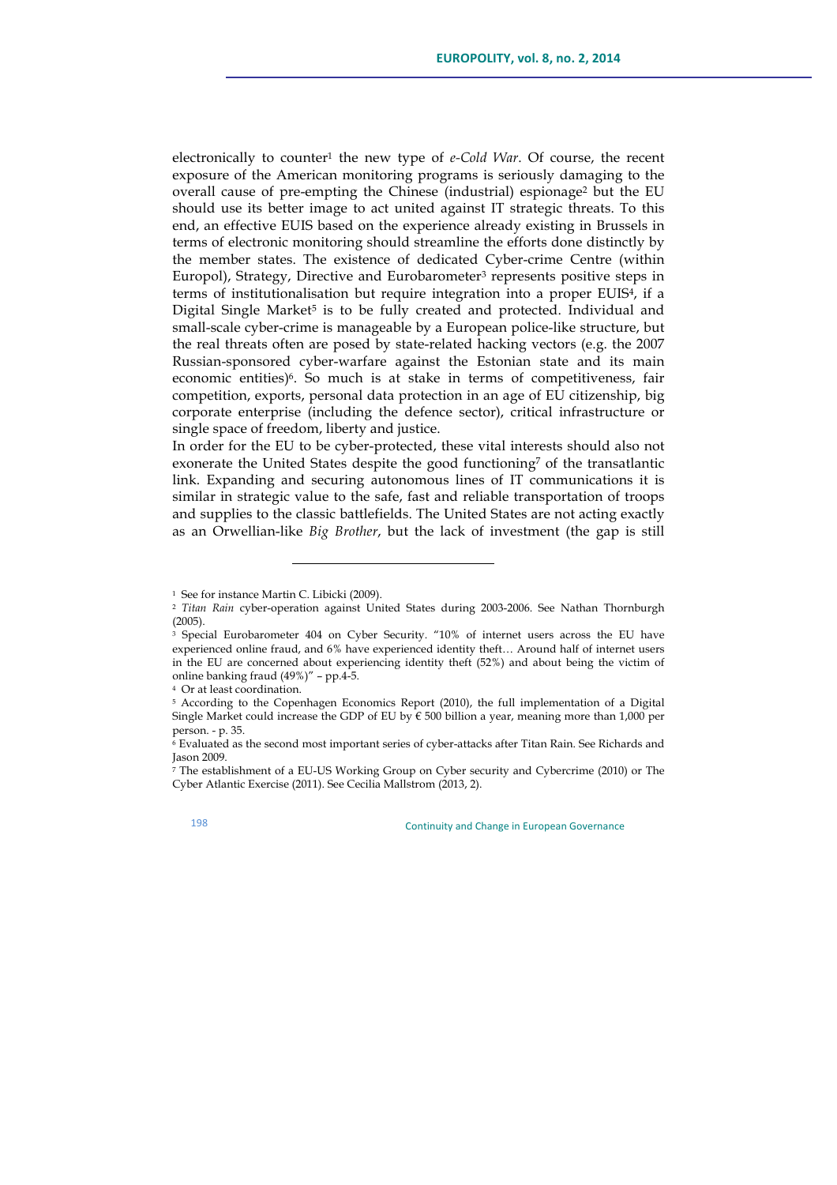electronically to counter[1] the new type of *e-Cold War*. Of course, the recent exposure of the American monitoring programs is seriously damaging to the overall cause of pre-empting the Chinese (industrial) espionage[2] but the EU should use its better image to act united against IT strategic threats. To this end, an effective EUIS based on the experience already existing in Brussels in terms of electronic monitoring should streamline the efforts done distinctly by the member states. The existence of dedicated Cyber-crime Centre (within Europol), Strategy, Directive and Eurobarometer[3] represents positive steps in terms of institutionalisation but require integration into a proper EUIS[4], if a Digital Single Market[5] is to be fully created and protected. Individual and small-scale cyber-crime is manageable by a European police-like structure, but the real threats often are posed by state-related hacking vectors (e.g. the 2007 Russian-sponsored cyber-warfare against the Estonian state and its main economic entities)[6]. So much is at stake in terms of competitiveness, fair competition, exports, personal data protection in an age of EU citizenship, big corporate enterprise (including the defence sector), critical infrastructure or single space of freedom, liberty and justice.

In order for the EU to be cyber-protected, these vital interests should also not exonerate the United States despite the good functioning[7] of the transatlantic link. Expanding and securing autonomous lines of IT communications it is similar in strategic value to the safe, fast and reliable transportation of troops and supplies to the classic battlefields. The United States are not acting exactly as an Orwellian-like *Big Brother*, but the lack of investment (the gap is still

---

[1] See for instance Martin C. Libicki (2009).

[2] *Titan Rain* cyber-operation against United States during 2003-2006. See Nathan Thornburgh (2005).

[3] Special Eurobarometer 404 on Cyber Security. "10% of internet users across the EU have experienced online fraud, and 6% have experienced identity theft… Around half of internet users in the EU are concerned about experiencing identity theft (52%) and about being the victim of online banking fraud (49%)" – pp.4-5.

[4] Or at least coordination.

[5] According to the Copenhagen Economics Report (2010), the full implementation of a Digital Single Market could increase the GDP of EU by € 500 billion a year, meaning more than 1,000 per person. - p. 35.

[6] Evaluated as the second most important series of cyber-attacks after Titan Rain. See Richards and Jason 2009.

[7] The establishment of a EU-US Working Group on Cyber security and Cybercrime (2010) or The Cyber Atlantic Exercise (2011). See Cecilia Mallstrom (2013, 2).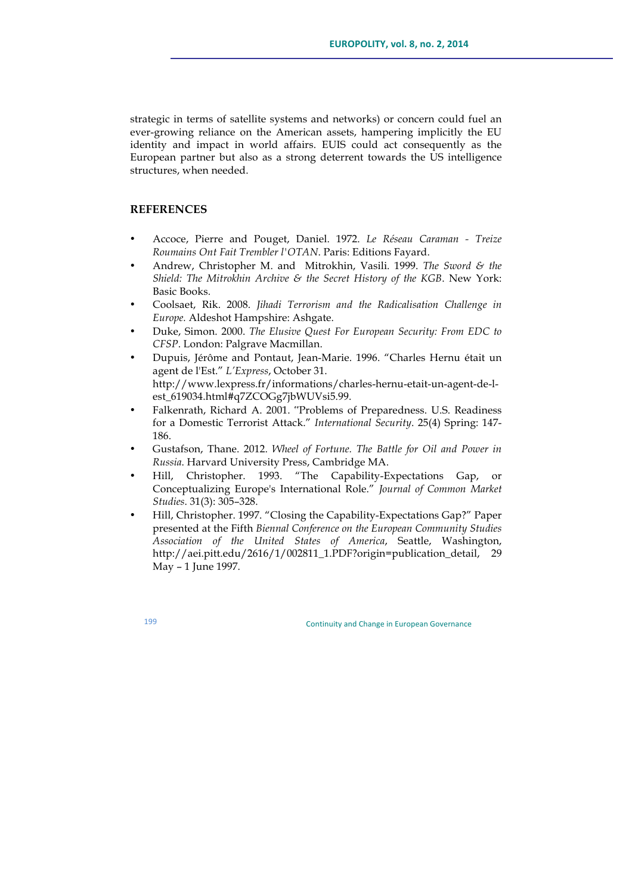strategic in terms of satellite systems and networks) or concern could fuel an ever-growing reliance on the American assets, hampering implicitly the EU identity and impact in world affairs. EUIS could act consequently as the European partner but also as a strong deterrent towards the US intelligence structures, when needed.

## REFERENCES

- Accoce, Pierre and Pouget, Daniel. 1972. *Le Réseau Caraman - Treize Roumains Ont Fait Trembler l'OTAN*. Paris: Editions Fayard.
- Andrew, Christopher M. and Mitrokhin, Vasili. 1999. *The Sword & the Shield: The Mitrokhin Archive & the Secret History of the KGB*. New York: Basic Books.
- Coolsaet, Rik. 2008. *Jihadi Terrorism and the Radicalisation Challenge in Europe.* Aldeshot Hampshire: Ashgate.
- Duke, Simon. 2000. *The Elusive Quest For European Security: From EDC to CFSP*. London: Palgrave Macmillan.
- Dupuis, Jérôme and Pontaut, Jean-Marie. 1996. "Charles Hernu était un agent de l'Est." *L'Express*, October 31. http://www.lexpress.fr/informations/charles-hernu-etait-un-agent-de-l-est_619034.html#q7ZCOGg7jbWUVsi5.99.
- Falkenrath, Richard A. 2001. "Problems of Preparedness. U.S. Readiness for a Domestic Terrorist Attack." *International Security*. 25(4) Spring: 147-186.
- Gustafson, Thane. 2012. *Wheel of Fortune. The Battle for Oil and Power in Russia*. Harvard University Press, Cambridge MA.
- Hill, Christopher. 1993. "The Capability-Expectations Gap, or Conceptualizing Europe's International Role." *Journal of Common Market Studies*. 31(3): 305–328.
- Hill, Christopher. 1997. "Closing the Capability-Expectations Gap?" Paper presented at the Fifth *Biennal Conference on the European Community Studies Association of the United States of America*, Seattle, Washington, http://aei.pitt.edu/2616/1/002811_1.PDF?origin=publication_detail, 29 May – 1 June 1997.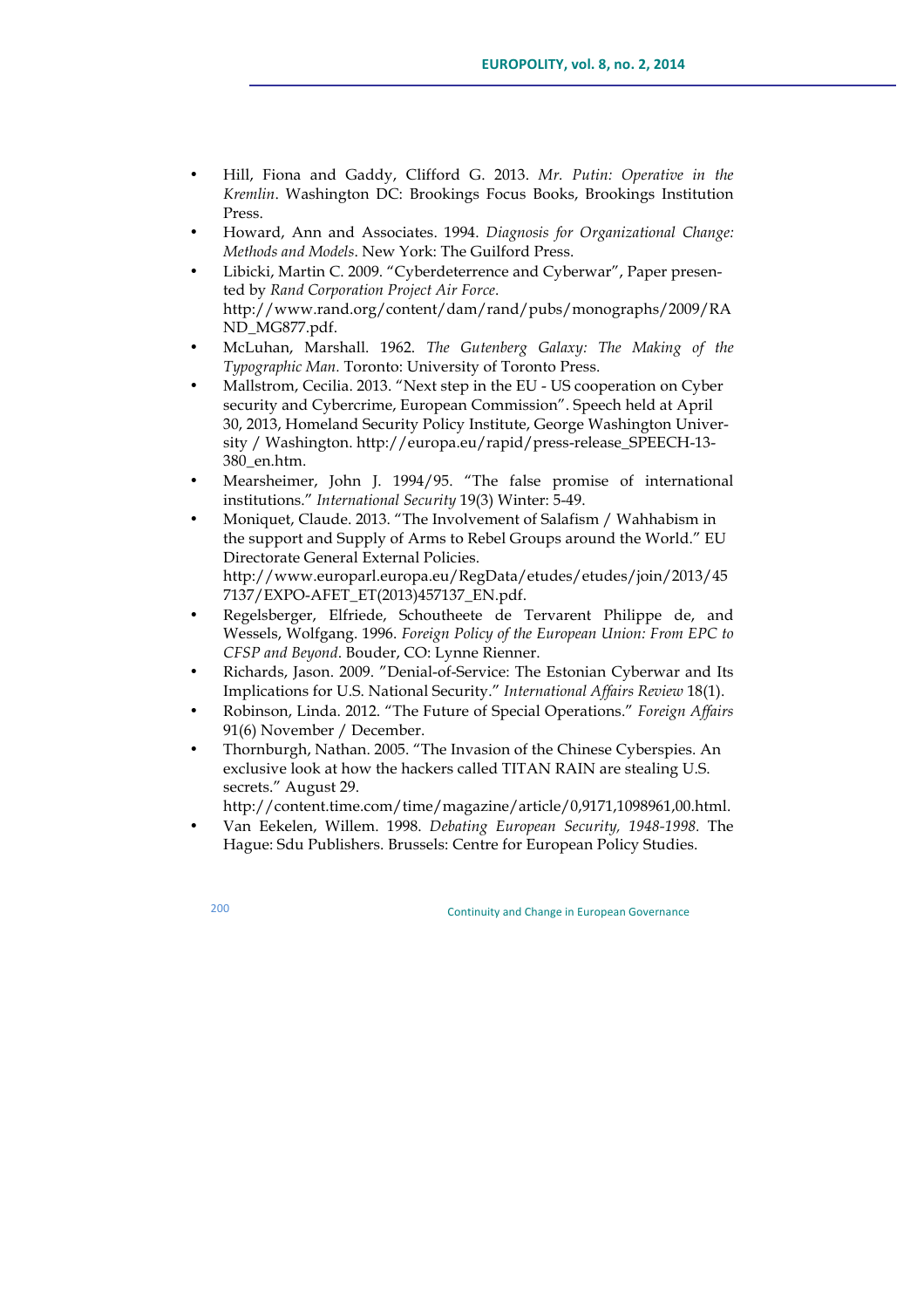- Hill, Fiona and Gaddy, Clifford G. 2013. *Mr. Putin: Operative in the Kremlin*. Washington DC: Brookings Focus Books, Brookings Institution Press.
- Howard, Ann and Associates. 1994. *Diagnosis for Organizational Change: Methods and Models*. New York: The Guilford Press.
- Libicki, Martin C. 2009. "Cyberdeterrence and Cyberwar", Paper presented by *Rand Corporation Project Air Force*. http://www.rand.org/content/dam/rand/pubs/monographs/2009/RAND_MG877.pdf.
- McLuhan, Marshall. 1962. *The Gutenberg Galaxy: The Making of the Typographic Man*. Toronto: University of Toronto Press.
- Mallstrom, Cecilia. 2013. "Next step in the EU - US cooperation on Cyber security and Cybercrime, European Commission". Speech held at April 30, 2013, Homeland Security Policy Institute, George Washington University / Washington. http://europa.eu/rapid/press-release_SPEECH-13-380_en.htm.
- Mearsheimer, John J. 1994/95. "The false promise of international institutions." *International Security* 19(3) Winter: 5-49.
- Moniquet, Claude. 2013. "The Involvement of Salafism / Wahhabism in the support and Supply of Arms to Rebel Groups around the World." EU Directorate General External Policies. http://www.europarl.europa.eu/RegData/etudes/etudes/join/2013/457137/EXPO-AFET_ET(2013)457137_EN.pdf.
- Regelsberger, Elfriede, Schoutheete de Tervarent Philippe de, and Wessels, Wolfgang. 1996. *Foreign Policy of the European Union: From EPC to CFSP and Beyond*. Bouder, CO: Lynne Rienner.
- Richards, Jason. 2009. "Denial-of-Service: The Estonian Cyberwar and Its Implications for U.S. National Security." *International Affairs Review* 18(1).
- Robinson, Linda. 2012. "The Future of Special Operations." *Foreign Affairs* 91(6) November / December.
- Thornburgh, Nathan. 2005. "The Invasion of the Chinese Cyberspies. An exclusive look at how the hackers called TITAN RAIN are stealing U.S. secrets." August 29. http://content.time.com/time/magazine/article/0,9171,1098961,00.html.
- Van Eekelen, Willem. 1998. *Debating European Security, 1948-1998*. The Hague: Sdu Publishers. Brussels: Centre for European Policy Studies.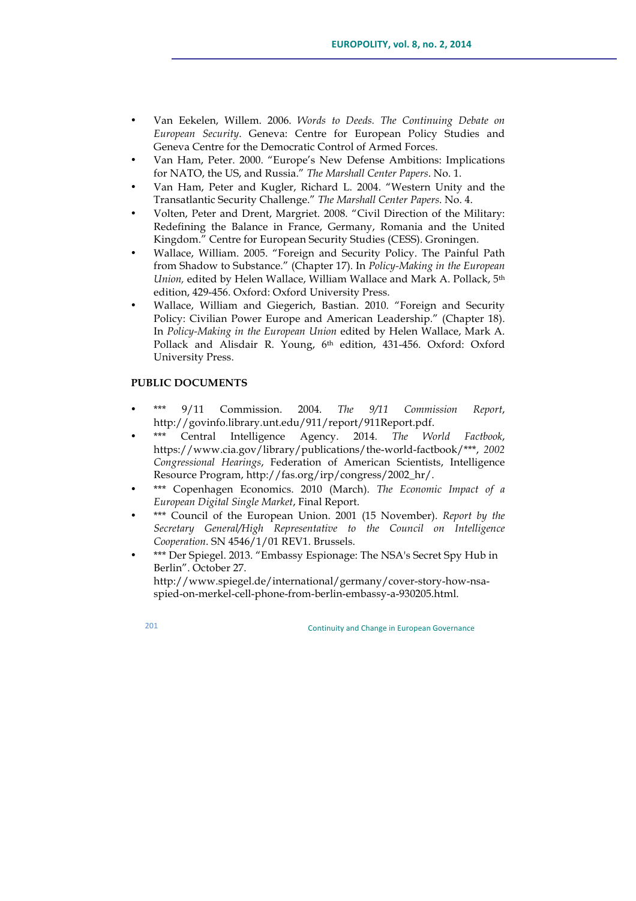- Van Eekelen, Willem. 2006. *Words to Deeds. The Continuing Debate on European Security*. Geneva: Centre for European Policy Studies and Geneva Centre for the Democratic Control of Armed Forces.
- Van Ham, Peter. 2000. "Europe's New Defense Ambitions: Implications for NATO, the US, and Russia." *The Marshall Center Papers*. No. 1.
- Van Ham, Peter and Kugler, Richard L. 2004. "Western Unity and the Transatlantic Security Challenge." *The Marshall Center Papers*. No. 4.
- Volten, Peter and Drent, Margriet. 2008. "Civil Direction of the Military: Redefining the Balance in France, Germany, Romania and the United Kingdom." Centre for European Security Studies (CESS). Groningen.
- Wallace, William. 2005. "Foreign and Security Policy. The Painful Path from Shadow to Substance." (Chapter 17). In *Policy-Making in the European Union,* edited by Helen Wallace, William Wallace and Mark A. Pollack, 5th edition, 429-456. Oxford: Oxford University Press.
- Wallace, William and Giegerich, Bastian. 2010. "Foreign and Security Policy: Civilian Power Europe and American Leadership." (Chapter 18). In *Policy-Making in the European Union* edited by Helen Wallace, Mark A. Pollack and Alisdair R. Young, 6th edition, 431-456. Oxford: Oxford University Press.

**PUBLIC DOCUMENTS**

- *** 9/11 Commission. 2004. *The 9/11 Commission Report*, http://govinfo.library.unt.edu/911/report/911Report.pdf.
- *** Central Intelligence Agency. 2014. *The World Factbook*, https://www.cia.gov/library/publications/the-world-factbook/***, *2002 Congressional Hearings*, Federation of American Scientists, Intelligence Resource Program, http://fas.org/irp/congress/2002_hr/.
- *** Copenhagen Economics. 2010 (March). *The Economic Impact of a European Digital Single Market*, Final Report.
- *** Council of the European Union. 2001 (15 November). *Report by the Secretary General/High Representative to the Council on Intelligence Cooperation*. SN 4546/1/01 REV1. Brussels.
- *** Der Spiegel. 2013. "Embassy Espionage: The NSA's Secret Spy Hub in Berlin". October 27. http://www.spiegel.de/international/germany/cover-story-how-nsa-spied-on-merkel-cell-phone-from-berlin-embassy-a-930205.html.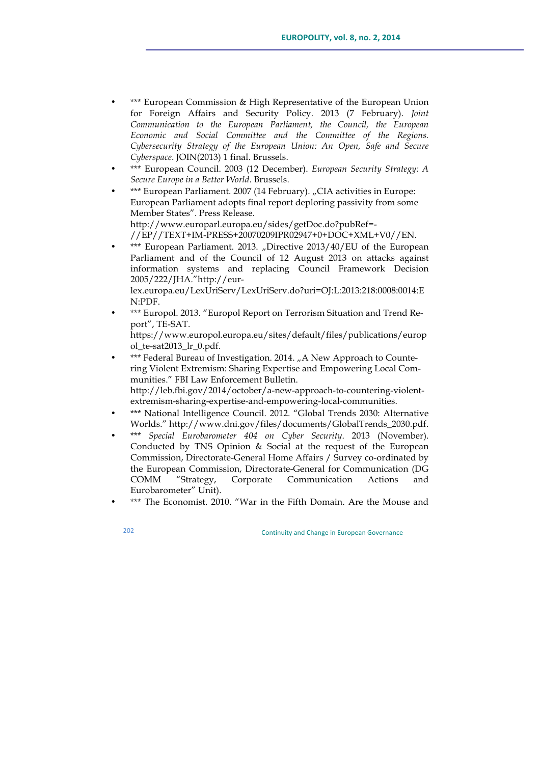- *** European Commission & High Representative of the European Union for Foreign Affairs and Security Policy. 2013 (7 February). *Joint Communication to the European Parliament, the Council, the European Economic and Social Committee and the Committee of the Regions. Cybersecurity Strategy of the European Union: An Open, Safe and Secure Cyberspace*. JOIN(2013) 1 final. Brussels.
- *** European Council. 2003 (12 December). *European Security Strategy: A Secure Europe in a Better World*. Brussels.
- *** European Parliament. 2007 (14 February). „CIA activities in Europe: European Parliament adopts final report deploring passivity from some Member States". Press Release. http://www.europarl.europa.eu/sides/getDoc.do?pubRef=-//EP//TEXT+IM-PRESS+20070209IPR02947+0+DOC+XML+V0//EN.
- *** European Parliament. 2013. „Directive 2013/40/EU of the European Parliament and of the Council of 12 August 2013 on attacks against information systems and replacing Council Framework Decision 2005/222/JHA."http://eur-lex.europa.eu/LexUriServ/LexUriServ.do?uri=OJ:L:2013:218:0008:0014:EN:PDF.
- *** Europol. 2013. "Europol Report on Terrorism Situation and Trend Report", TE-SAT. https://www.europol.europa.eu/sites/default/files/publications/europol_te-sat2013_lr_0.pdf.
- *** Federal Bureau of Investigation. 2014. „A New Approach to Countering Violent Extremism: Sharing Expertise and Empowering Local Communities." FBI Law Enforcement Bulletin. http://leb.fbi.gov/2014/october/a-new-approach-to-countering-violent-extremism-sharing-expertise-and-empowering-local-communities.
- *** National Intelligence Council. 2012. "Global Trends 2030: Alternative Worlds." http://www.dni.gov/files/documents/GlobalTrends_2030.pdf.
- *** *Special Eurobarometer 404 on Cyber Security*. 2013 (November). Conducted by TNS Opinion & Social at the request of the European Commission, Directorate-General Home Affairs / Survey co-ordinated by the European Commission, Directorate-General for Communication (DG COMM "Strategy, Corporate Communication Actions and Eurobarometer" Unit).
- *** The Economist. 2010. "War in the Fifth Domain. Are the Mouse and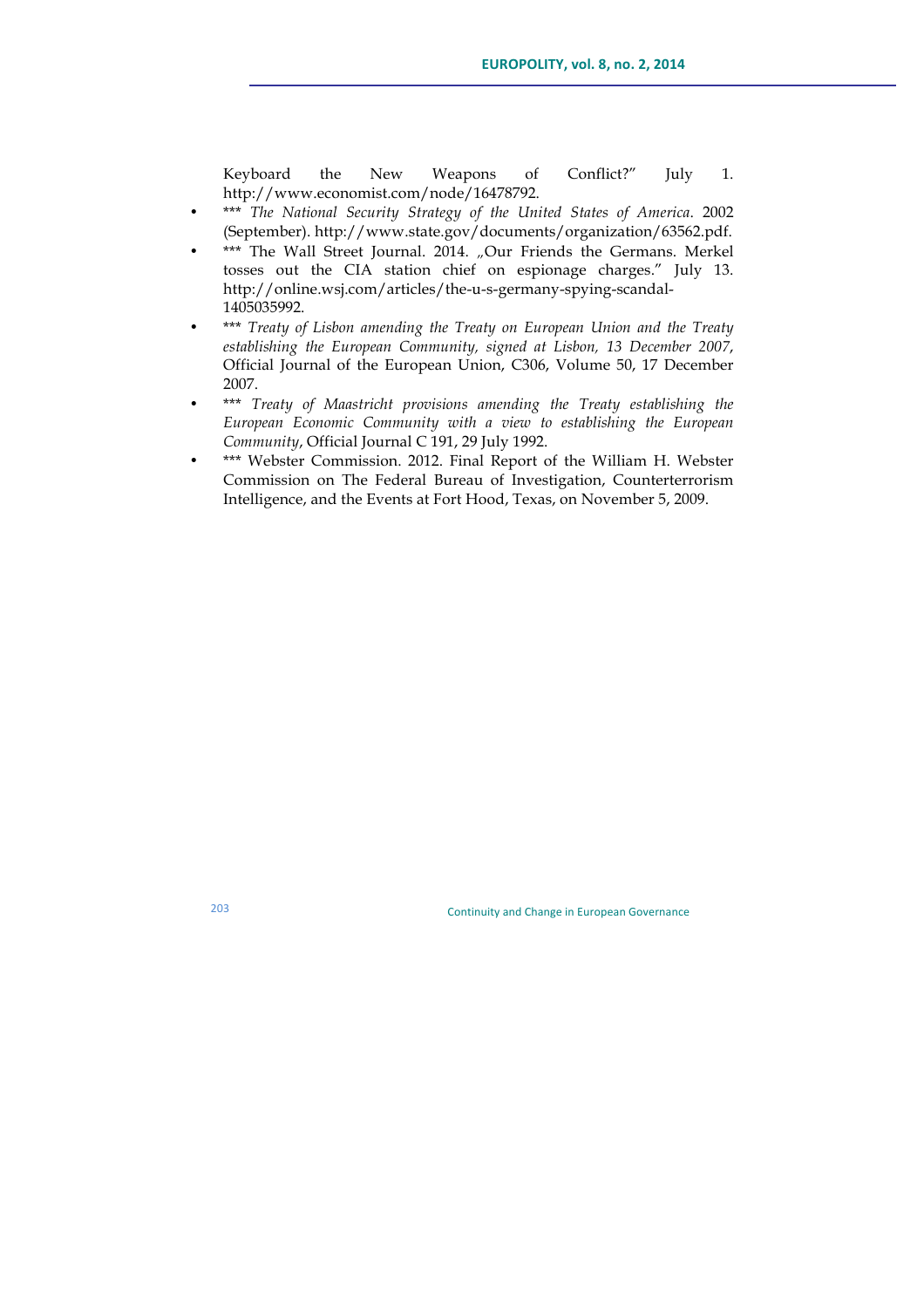Keyboard the New Weapons of Conflict?" July 1. http://www.economist.com/node/16478792.

- *** *The National Security Strategy of the United States of America*. 2002 (September). http://www.state.gov/documents/organization/63562.pdf.
- *** The Wall Street Journal. 2014. „Our Friends the Germans. Merkel tosses out the CIA station chief on espionage charges." July 13. http://online.wsj.com/articles/the-u-s-germany-spying-scandal-1405035992.
- *** *Treaty of Lisbon amending the Treaty on European Union and the Treaty establishing the European Community, signed at Lisbon, 13 December 2007*, Official Journal of the European Union, C306, Volume 50, 17 December 2007.
- *** *Treaty of Maastricht provisions amending the Treaty establishing the European Economic Community with a view to establishing the European Community*, Official Journal C 191, 29 July 1992.
- *** Webster Commission. 2012. Final Report of the William H. Webster Commission on The Federal Bureau of Investigation, Counterterrorism Intelligence, and the Events at Fort Hood, Texas, on November 5, 2009.